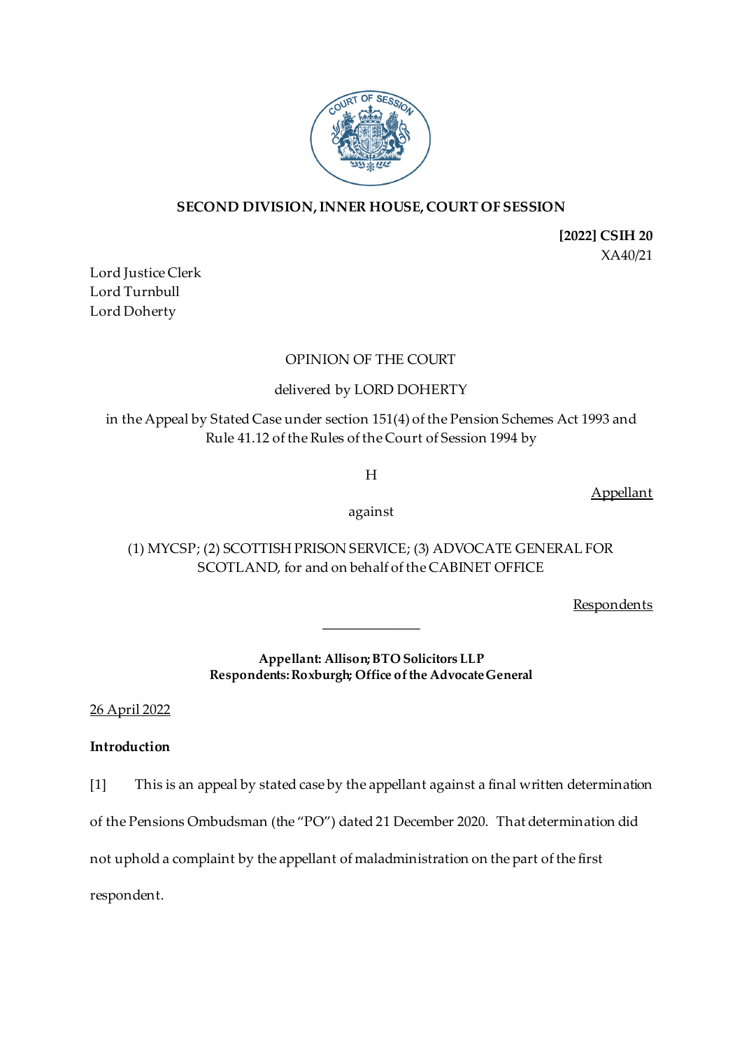**SECOND DIVISION, INNER HOUSE, COURT OF SESSION**

**[2022] CSIH 20**
XA40/21

Lord Justice Clerk
Lord Turnbull
Lord Doherty

OPINION OF THE COURT

delivered by LORD DOHERTY

in the Appeal by Stated Case under section 151(4) of the Pension Schemes Act 1993 and Rule 41.12 of the Rules of the Court of Session 1994 by

H

Appellant

against

(1) MYCSP; (2) SCOTTISH PRISON SERVICE; (3) ADVOCATE GENERAL FOR SCOTLAND, for and on behalf of the CABINET OFFICE

Respondents

---

**Appellant: Allison; BTO Solicitors LLP**
**Respondents: Roxburgh; Office of the Advocate General**

26 April 2022

**Introduction**

[1] This is an appeal by stated case by the appellant against a final written determination of the Pensions Ombudsman (the "PO") dated 21 December 2020. That determination did not uphold a complaint by the appellant of maladministration on the part of the first respondent.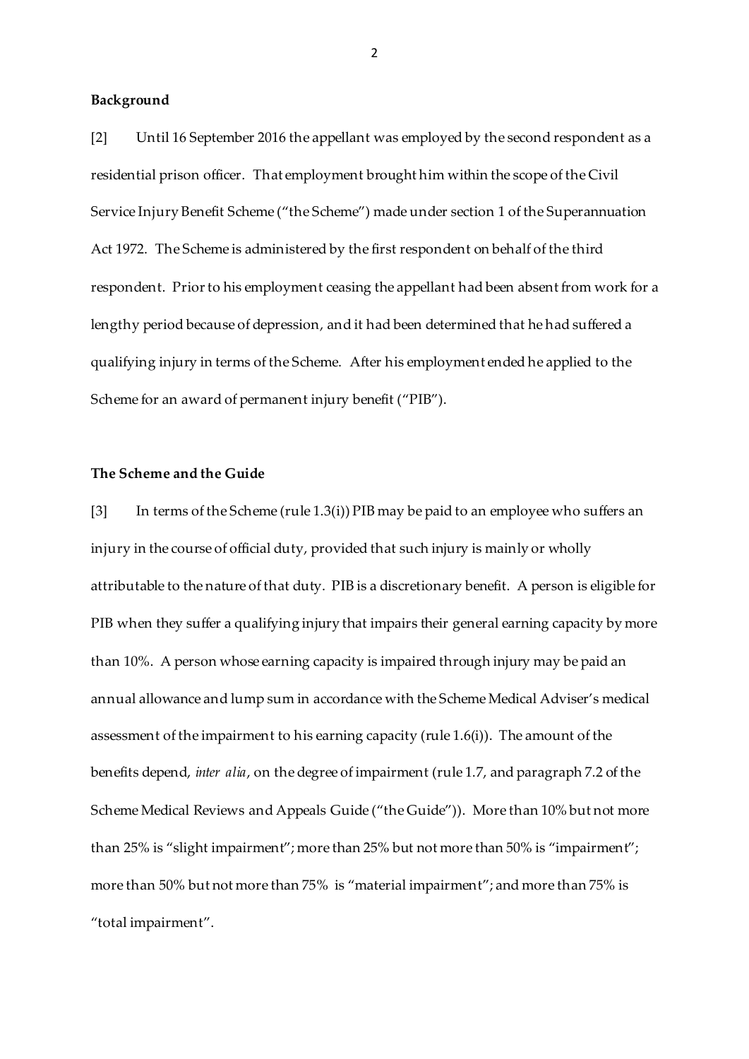**Background**

[2] Until 16 September 2016 the appellant was employed by the second respondent as a residential prison officer. That employment brought him within the scope of the Civil Service Injury Benefit Scheme ("the Scheme") made under section 1 of the Superannuation Act 1972. The Scheme is administered by the first respondent on behalf of the third respondent. Prior to his employment ceasing the appellant had been absent from work for a lengthy period because of depression, and it had been determined that he had suffered a qualifying injury in terms of the Scheme. After his employment ended he applied to the Scheme for an award of permanent injury benefit ("PIB").

**The Scheme and the Guide**

[3] In terms of the Scheme (rule 1.3(i)) PIB may be paid to an employee who suffers an injury in the course of official duty, provided that such injury is mainly or wholly attributable to the nature of that duty. PIB is a discretionary benefit. A person is eligible for PIB when they suffer a qualifying injury that impairs their general earning capacity by more than 10%. A person whose earning capacity is impaired through injury may be paid an annual allowance and lump sum in accordance with the Scheme Medical Adviser's medical assessment of the impairment to his earning capacity (rule 1.6(i)). The amount of the benefits depend, *inter alia*, on the degree of impairment (rule 1.7, and paragraph 7.2 of the Scheme Medical Reviews and Appeals Guide ("the Guide")). More than 10% but not more than 25% is "slight impairment"; more than 25% but not more than 50% is "impairment"; more than 50% but not more than 75% is "material impairment"; and more than 75% is "total impairment".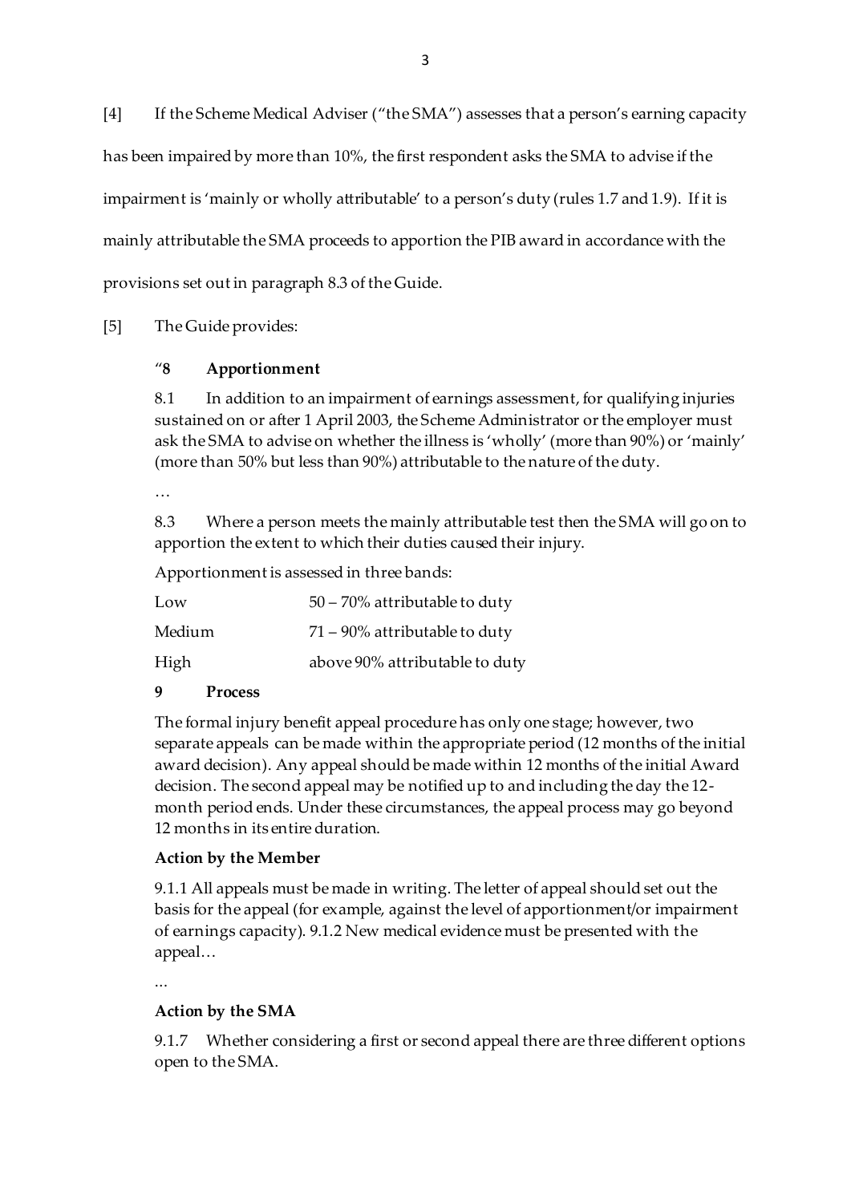[4] If the Scheme Medical Adviser ("the SMA") assesses that a person's earning capacity has been impaired by more than 10%, the first respondent asks the SMA to advise if the impairment is 'mainly or wholly attributable' to a person's duty (rules 1.7 and 1.9). If it is mainly attributable the SMA proceeds to apportion the PIB award in accordance with the provisions set out in paragraph 8.3 of the Guide.

[5] The Guide provides:

> "**8 Apportionment**
>
> 8.1 In addition to an impairment of earnings assessment, for qualifying injuries sustained on or after 1 April 2003, the Scheme Administrator or the employer must ask the SMA to advise on whether the illness is 'wholly' (more than 90%) or 'mainly' (more than 50% but less than 90%) attributable to the nature of the duty.
>
> …
>
> 8.3 Where a person meets the mainly attributable test then the SMA will go on to apportion the extent to which their duties caused their injury.
>
> Apportionment is assessed in three bands:
>
> | | |
> |---|---|
> | Low | 50 – 70% attributable to duty |
> | Medium | 71 – 90% attributable to duty |
> | High | above 90% attributable to duty |
>
> **9 Process**
>
> The formal injury benefit appeal procedure has only one stage; however, two separate appeals can be made within the appropriate period (12 months of the initial award decision). Any appeal should be made within 12 months of the initial Award decision. The second appeal may be notified up to and including the day the 12-month period ends. Under these circumstances, the appeal process may go beyond 12 months in its entire duration.
>
> **Action by the Member**
>
> 9.1.1 All appeals must be made in writing. The letter of appeal should set out the basis for the appeal (for example, against the level of apportionment/or impairment of earnings capacity). 9.1.2 New medical evidence must be presented with the appeal…
>
> …
>
> **Action by the SMA**
>
> 9.1.7 Whether considering a first or second appeal there are three different options open to the SMA.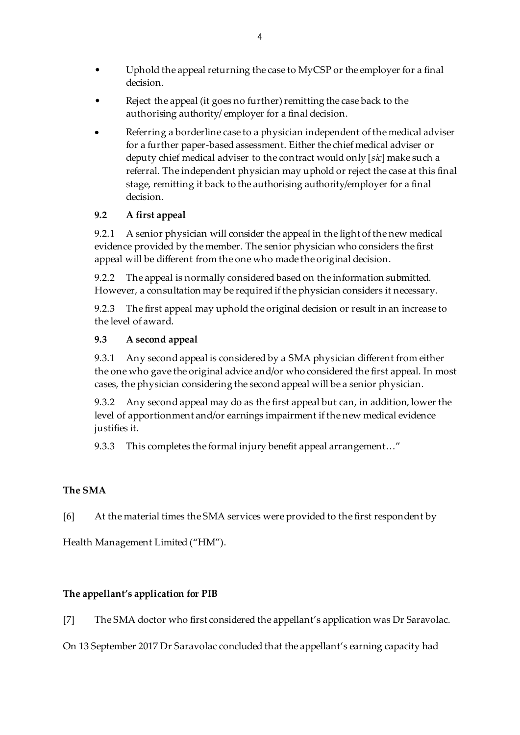- Uphold the appeal returning the case to MyCSP or the employer for a final decision.
- Reject the appeal (it goes no further) remitting the case back to the authorising authority/ employer for a final decision.
- Referring a borderline case to a physician independent of the medical adviser for a further paper-based assessment. Either the chief medical adviser or deputy chief medical adviser to the contract would only [*sic*] make such a referral. The independent physician may uphold or reject the case at this final stage, remitting it back to the authorising authority/employer for a final decision.

**9.2 A first appeal**

9.2.1 A senior physician will consider the appeal in the light of the new medical evidence provided by the member. The senior physician who considers the first appeal will be different from the one who made the original decision.

9.2.2 The appeal is normally considered based on the information submitted. However, a consultation may be required if the physician considers it necessary.

9.2.3 The first appeal may uphold the original decision or result in an increase to the level of award.

**9.3 A second appeal**

9.3.1 Any second appeal is considered by a SMA physician different from either the one who gave the original advice and/or who considered the first appeal. In most cases, the physician considering the second appeal will be a senior physician.

9.3.2 Any second appeal may do as the first appeal but can, in addition, lower the level of apportionment and/or earnings impairment if the new medical evidence justifies it.

9.3.3 This completes the formal injury benefit appeal arrangement…"

**The SMA**

[6] At the material times the SMA services were provided to the first respondent by Health Management Limited ("HM").

**The appellant's application for PIB**

[7] The SMA doctor who first considered the appellant's application was Dr Saravolac. On 13 September 2017 Dr Saravolac concluded that the appellant's earning capacity had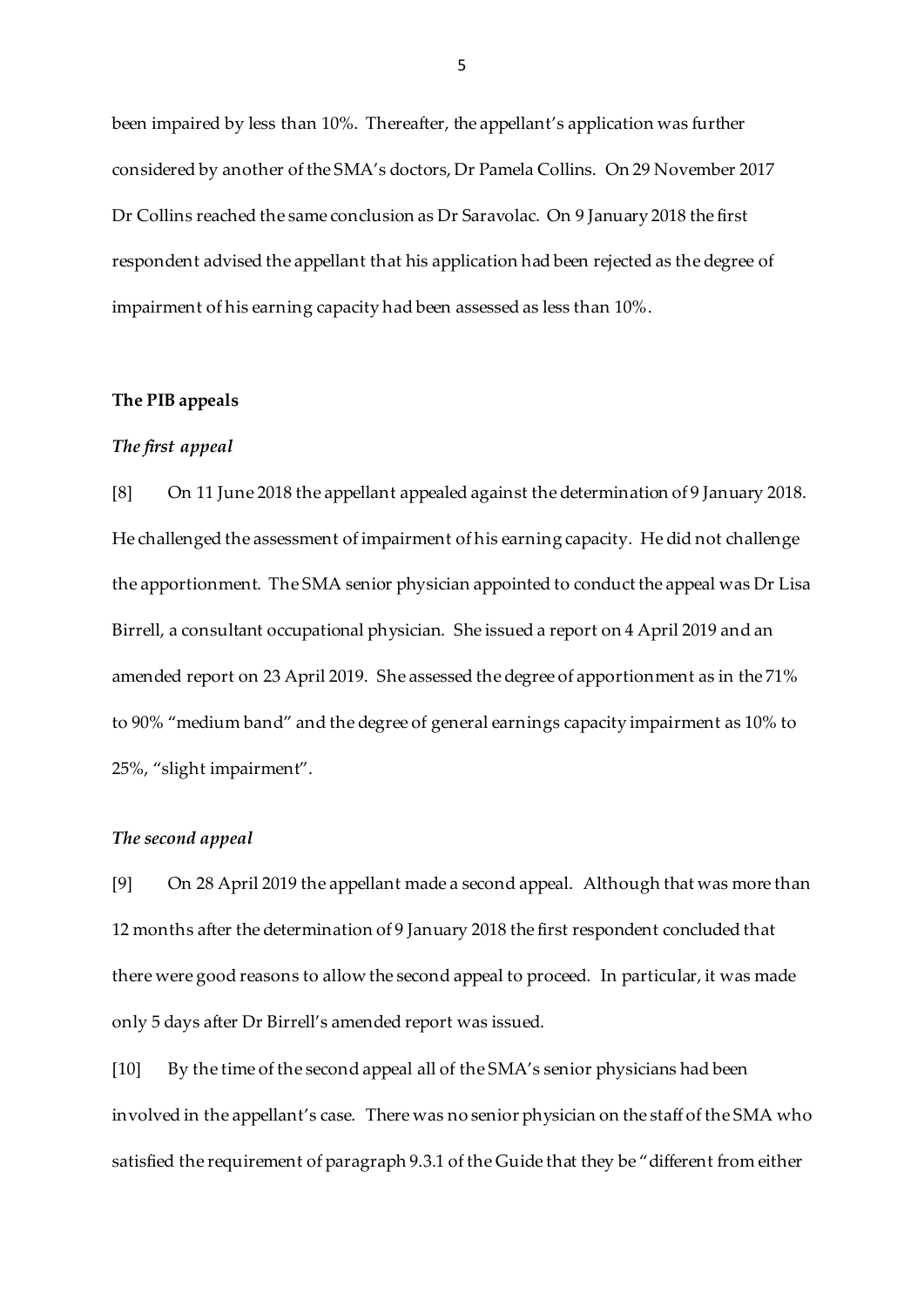been impaired by less than 10%. Thereafter, the appellant's application was further considered by another of the SMA's doctors, Dr Pamela Collins. On 29 November 2017 Dr Collins reached the same conclusion as Dr Saravolac. On 9 January 2018 the first respondent advised the appellant that his application had been rejected as the degree of impairment of his earning capacity had been assessed as less than 10%.

### The PIB appeals

#### *The first appeal*

[8] On 11 June 2018 the appellant appealed against the determination of 9 January 2018. He challenged the assessment of impairment of his earning capacity. He did not challenge the apportionment. The SMA senior physician appointed to conduct the appeal was Dr Lisa Birrell, a consultant occupational physician. She issued a report on 4 April 2019 and an amended report on 23 April 2019. She assessed the degree of apportionment as in the 71% to 90% "medium band" and the degree of general earnings capacity impairment as 10% to 25%, "slight impairment".

#### *The second appeal*

[9] On 28 April 2019 the appellant made a second appeal. Although that was more than 12 months after the determination of 9 January 2018 the first respondent concluded that there were good reasons to allow the second appeal to proceed. In particular, it was made only 5 days after Dr Birrell's amended report was issued.

[10] By the time of the second appeal all of the SMA's senior physicians had been involved in the appellant's case. There was no senior physician on the staff of the SMA who satisfied the requirement of paragraph 9.3.1 of the Guide that they be "different from either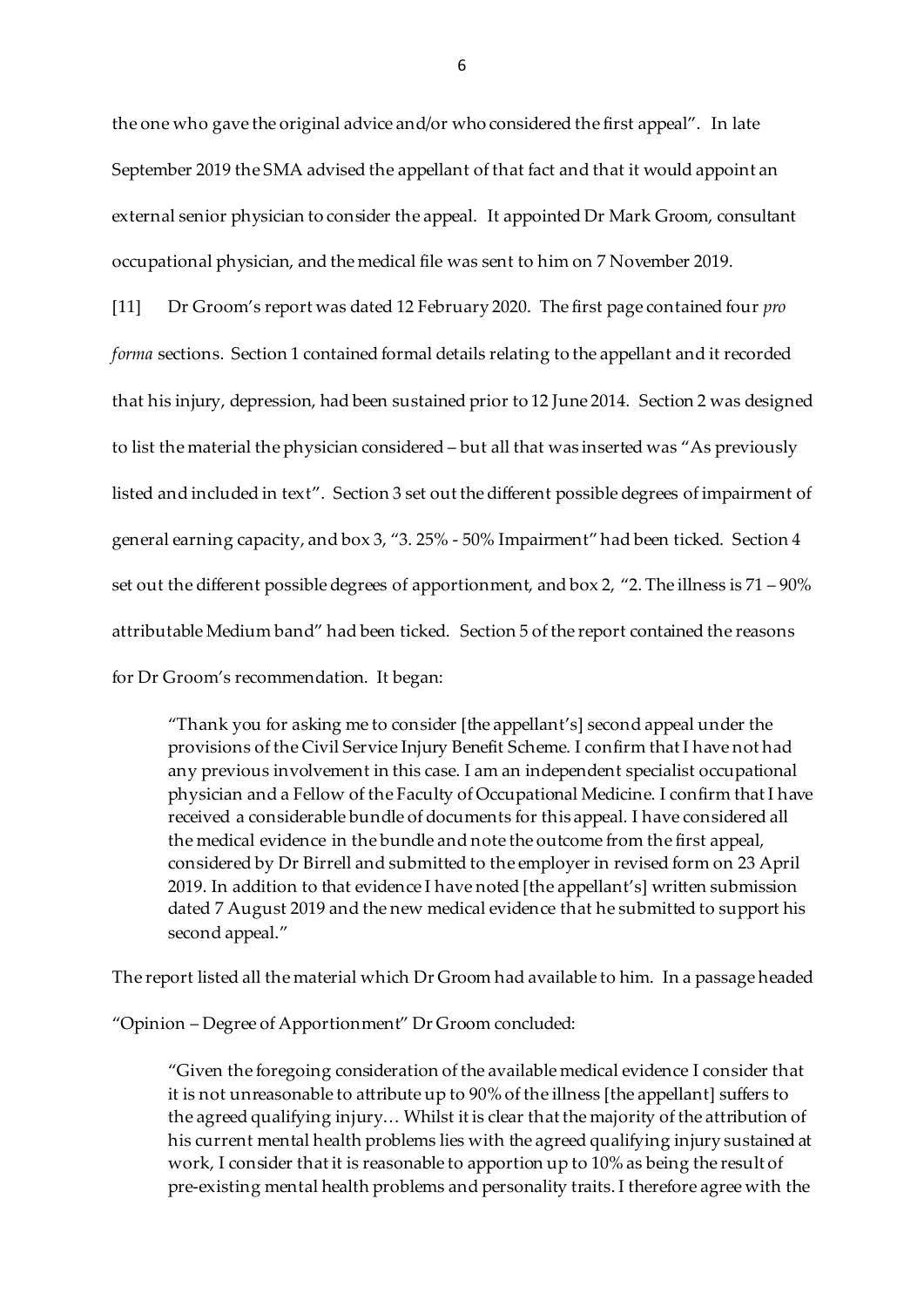the one who gave the original advice and/or who considered the first appeal". In late September 2019 the SMA advised the appellant of that fact and that it would appoint an external senior physician to consider the appeal. It appointed Dr Mark Groom, consultant occupational physician, and the medical file was sent to him on 7 November 2019.

[11] Dr Groom's report was dated 12 February 2020. The first page contained four *pro forma* sections. Section 1 contained formal details relating to the appellant and it recorded that his injury, depression, had been sustained prior to 12 June 2014. Section 2 was designed to list the material the physician considered – but all that was inserted was "As previously listed and included in text". Section 3 set out the different possible degrees of impairment of general earning capacity, and box 3, "3. 25% - 50% Impairment" had been ticked. Section 4 set out the different possible degrees of apportionment, and box 2, "2. The illness is 71 – 90% attributable Medium band" had been ticked. Section 5 of the report contained the reasons for Dr Groom's recommendation. It began:

> "Thank you for asking me to consider [the appellant's] second appeal under the provisions of the Civil Service Injury Benefit Scheme. I confirm that I have not had any previous involvement in this case. I am an independent specialist occupational physician and a Fellow of the Faculty of Occupational Medicine. I confirm that I have received a considerable bundle of documents for this appeal. I have considered all the medical evidence in the bundle and note the outcome from the first appeal, considered by Dr Birrell and submitted to the employer in revised form on 23 April 2019. In addition to that evidence I have noted [the appellant's] written submission dated 7 August 2019 and the new medical evidence that he submitted to support his second appeal."

The report listed all the material which Dr Groom had available to him. In a passage headed "Opinion – Degree of Apportionment" Dr Groom concluded:

> "Given the foregoing consideration of the available medical evidence I consider that it is not unreasonable to attribute up to 90% of the illness [the appellant] suffers to the agreed qualifying injury… Whilst it is clear that the majority of the attribution of his current mental health problems lies with the agreed qualifying injury sustained at work, I consider that it is reasonable to apportion up to 10% as being the result of pre-existing mental health problems and personality traits. I therefore agree with the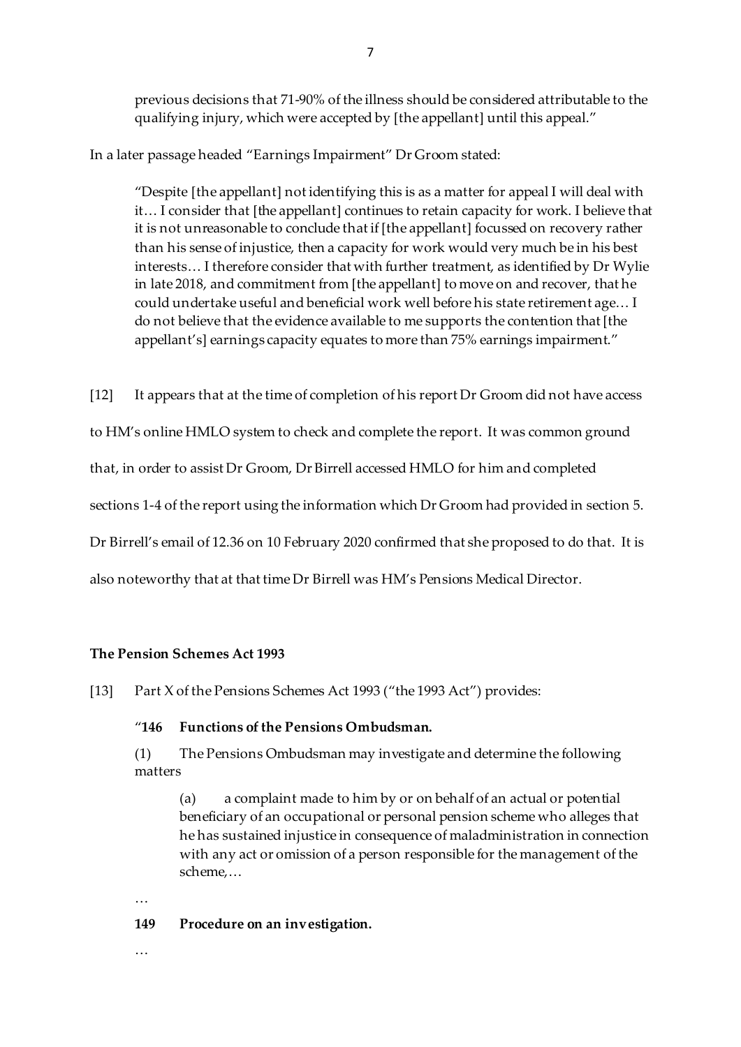previous decisions that 71-90% of the illness should be considered attributable to the qualifying injury, which were accepted by [the appellant] until this appeal."

In a later passage headed "Earnings Impairment" Dr Groom stated:

> "Despite [the appellant] not identifying this is as a matter for appeal I will deal with it… I consider that [the appellant] continues to retain capacity for work. I believe that it is not unreasonable to conclude that if [the appellant] focussed on recovery rather than his sense of injustice, then a capacity for work would very much be in his best interests… I therefore consider that with further treatment, as identified by Dr Wylie in late 2018, and commitment from [the appellant] to move on and recover, that he could undertake useful and beneficial work well before his state retirement age… I do not believe that the evidence available to me supports the contention that [the appellant's] earnings capacity equates to more than 75% earnings impairment."

[12] It appears that at the time of completion of his report Dr Groom did not have access to HM's online HMLO system to check and complete the report. It was common ground that, in order to assist Dr Groom, Dr Birrell accessed HMLO for him and completed sections 1-4 of the report using the information which Dr Groom had provided in section 5. Dr Birrell's email of 12.36 on 10 February 2020 confirmed that she proposed to do that. It is also noteworthy that at that time Dr Birrell was HM's Pensions Medical Director.

**The Pension Schemes Act 1993**

[13] Part X of the Pensions Schemes Act 1993 ("the 1993 Act") provides:

> "**146 Functions of the Pensions Ombudsman.**
>
> (1) The Pensions Ombudsman may investigate and determine the following matters
>
> > (a) a complaint made to him by or on behalf of an actual or potential beneficiary of an occupational or personal pension scheme who alleges that he has sustained injustice in consequence of maladministration in connection with any act or omission of a person responsible for the management of the scheme,…
>
> …
>
> **149 Procedure on an investigation.**
>
> …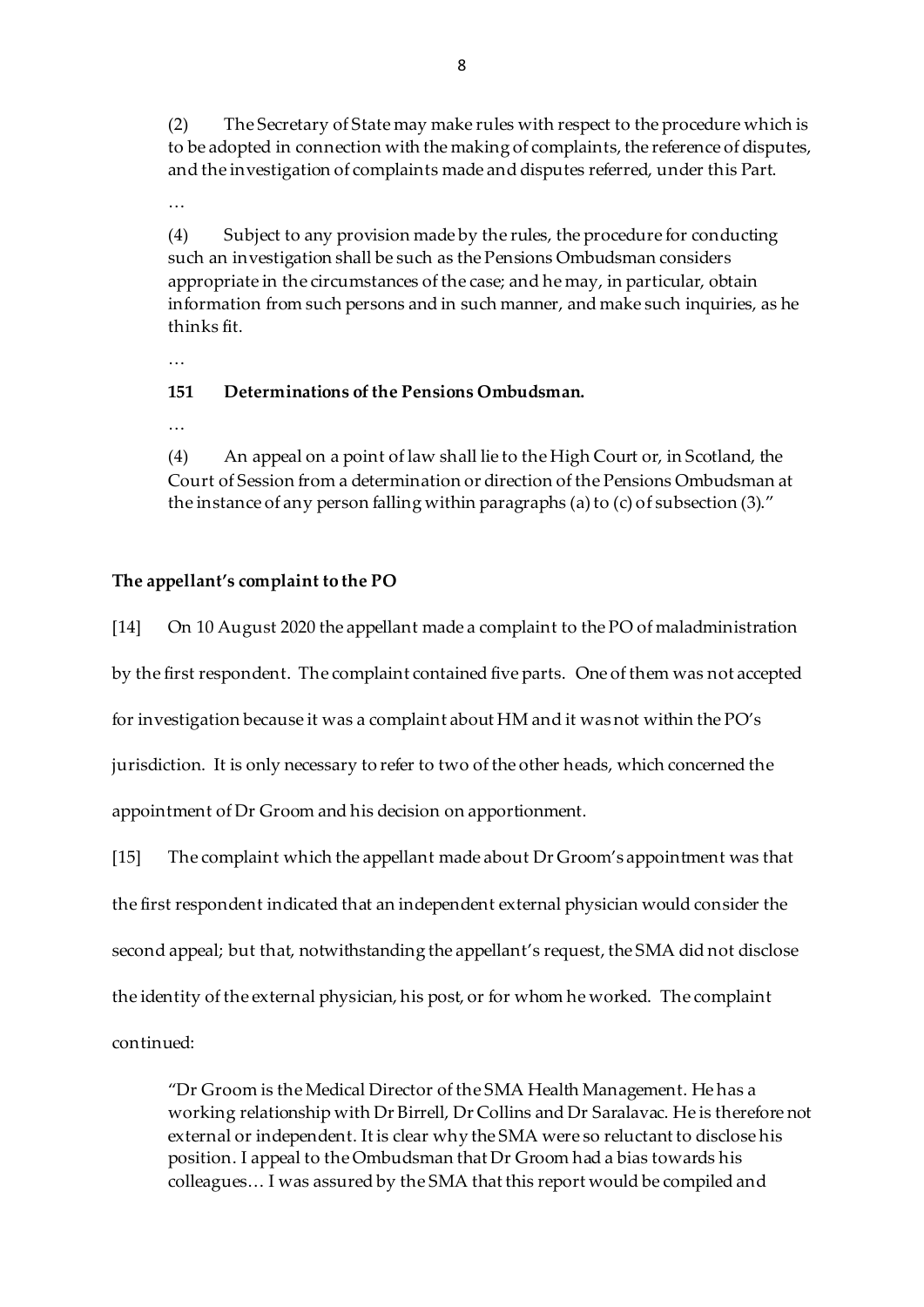> (2) The Secretary of State may make rules with respect to the procedure which is to be adopted in connection with the making of complaints, the reference of disputes, and the investigation of complaints made and disputes referred, under this Part.
>
> …
>
> (4) Subject to any provision made by the rules, the procedure for conducting such an investigation shall be such as the Pensions Ombudsman considers appropriate in the circumstances of the case; and he may, in particular, obtain information from such persons and in such manner, and make such inquiries, as he thinks fit.
>
> …
>
> **151 Determinations of the Pensions Ombudsman.**
>
> …
>
> (4) An appeal on a point of law shall lie to the High Court or, in Scotland, the Court of Session from a determination or direction of the Pensions Ombudsman at the instance of any person falling within paragraphs (a) to (c) of subsection (3)."

**The appellant's complaint to the PO**

[14] On 10 August 2020 the appellant made a complaint to the PO of maladministration by the first respondent. The complaint contained five parts. One of them was not accepted for investigation because it was a complaint about HM and it was not within the PO's jurisdiction. It is only necessary to refer to two of the other heads, which concerned the appointment of Dr Groom and his decision on apportionment.

[15] The complaint which the appellant made about Dr Groom's appointment was that the first respondent indicated that an independent external physician would consider the second appeal; but that, notwithstanding the appellant's request, the SMA did not disclose the identity of the external physician, his post, or for whom he worked. The complaint continued:

> "Dr Groom is the Medical Director of the SMA Health Management. He has a working relationship with Dr Birrell, Dr Collins and Dr Saralavac. He is therefore not external or independent. It is clear why the SMA were so reluctant to disclose his position. I appeal to the Ombudsman that Dr Groom had a bias towards his colleagues… I was assured by the SMA that this report would be compiled and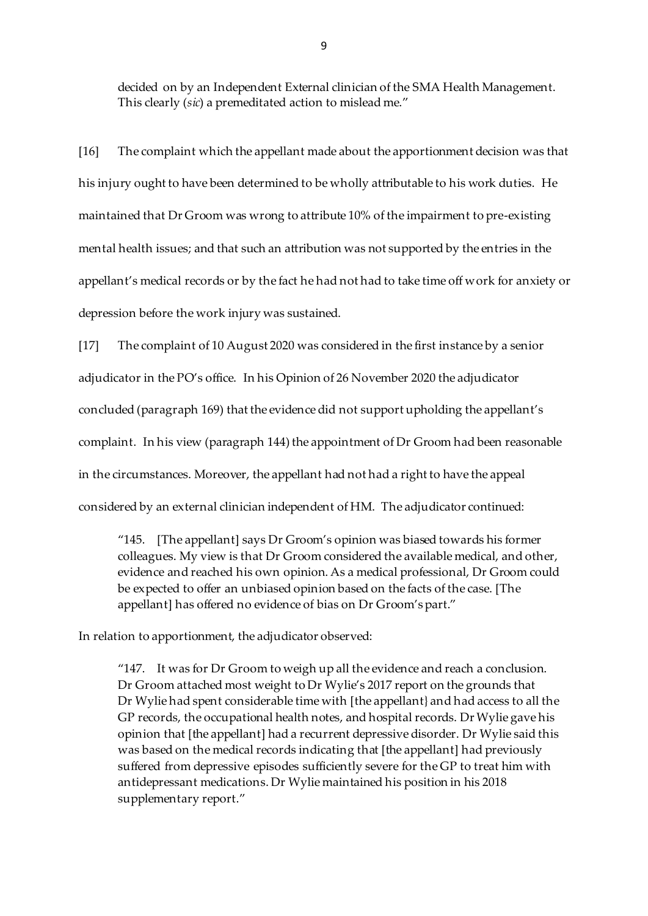> decided on by an Independent External clinician of the SMA Health Management. This clearly (*sic*) a premeditated action to mislead me."

[16] The complaint which the appellant made about the apportionment decision was that his injury ought to have been determined to be wholly attributable to his work duties. He maintained that Dr Groom was wrong to attribute 10% of the impairment to pre-existing mental health issues; and that such an attribution was not supported by the entries in the appellant's medical records or by the fact he had not had to take time off work for anxiety or depression before the work injury was sustained.

[17] The complaint of 10 August 2020 was considered in the first instance by a senior adjudicator in the PO's office. In his Opinion of 26 November 2020 the adjudicator concluded (paragraph 169) that the evidence did not support upholding the appellant's complaint. In his view (paragraph 144) the appointment of Dr Groom had been reasonable in the circumstances. Moreover, the appellant had not had a right to have the appeal considered by an external clinician independent of HM. The adjudicator continued:

> "145. [The appellant] says Dr Groom's opinion was biased towards his former colleagues. My view is that Dr Groom considered the available medical, and other, evidence and reached his own opinion. As a medical professional, Dr Groom could be expected to offer an unbiased opinion based on the facts of the case. [The appellant] has offered no evidence of bias on Dr Groom's part."

In relation to apportionment, the adjudicator observed:

> "147. It was for Dr Groom to weigh up all the evidence and reach a conclusion. Dr Groom attached most weight to Dr Wylie's 2017 report on the grounds that Dr Wylie had spent considerable time with [the appellant} and had access to all the GP records, the occupational health notes, and hospital records. Dr Wylie gave his opinion that [the appellant] had a recurrent depressive disorder. Dr Wylie said this was based on the medical records indicating that [the appellant] had previously suffered from depressive episodes sufficiently severe for the GP to treat him with antidepressant medications. Dr Wylie maintained his position in his 2018 supplementary report."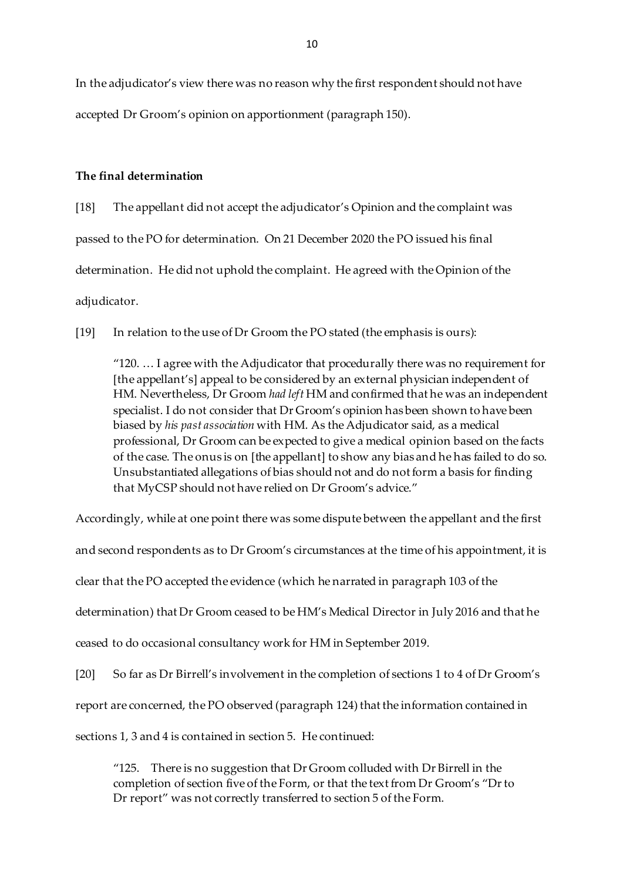In the adjudicator's view there was no reason why the first respondent should not have accepted Dr Groom's opinion on apportionment (paragraph 150).

**The final determination**

[18] The appellant did not accept the adjudicator's Opinion and the complaint was passed to the PO for determination. On 21 December 2020 the PO issued his final determination. He did not uphold the complaint. He agreed with the Opinion of the adjudicator.

[19] In relation to the use of Dr Groom the PO stated (the emphasis is ours):

> "120. … I agree with the Adjudicator that procedurally there was no requirement for [the appellant's] appeal to be considered by an external physician independent of HM. Nevertheless, Dr Groom *had left* HM and confirmed that he was an independent specialist. I do not consider that Dr Groom's opinion has been shown to have been biased by *his past association* with HM. As the Adjudicator said, as a medical professional, Dr Groom can be expected to give a medical opinion based on the facts of the case. The onus is on [the appellant] to show any bias and he has failed to do so. Unsubstantiated allegations of bias should not and do not form a basis for finding that MyCSP should not have relied on Dr Groom's advice."

Accordingly, while at one point there was some dispute between the appellant and the first and second respondents as to Dr Groom's circumstances at the time of his appointment, it is clear that the PO accepted the evidence (which he narrated in paragraph 103 of the determination) that Dr Groom ceased to be HM's Medical Director in July 2016 and that he ceased to do occasional consultancy work for HM in September 2019.

[20] So far as Dr Birrell's involvement in the completion of sections 1 to 4 of Dr Groom's report are concerned, the PO observed (paragraph 124) that the information contained in sections 1, 3 and 4 is contained in section 5. He continued:

> "125. There is no suggestion that Dr Groom colluded with Dr Birrell in the completion of section five of the Form, or that the text from Dr Groom's "Dr to Dr report" was not correctly transferred to section 5 of the Form.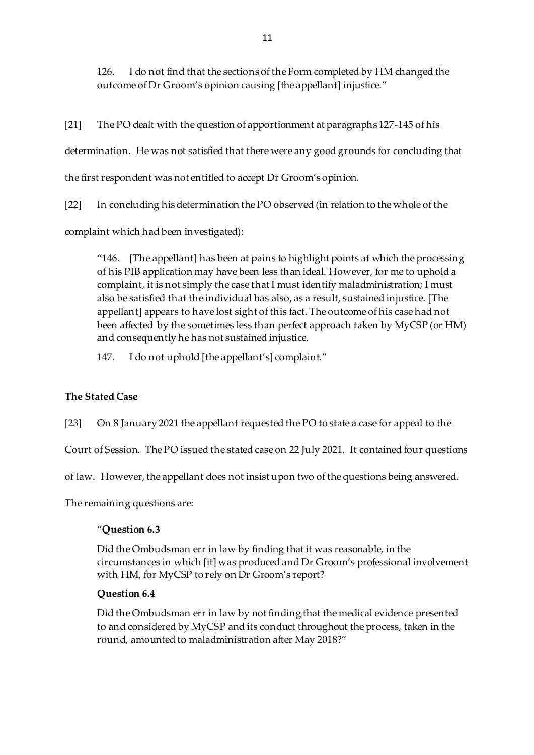> 126. I do not find that the sections of the Form completed by HM changed the outcome of Dr Groom's opinion causing [the appellant] injustice."

[21] The PO dealt with the question of apportionment at paragraphs 127-145 of his determination. He was not satisfied that there were any good grounds for concluding that the first respondent was not entitled to accept Dr Groom's opinion.

[22] In concluding his determination the PO observed (in relation to the whole of the complaint which had been investigated):

> "146. [The appellant] has been at pains to highlight points at which the processing of his PIB application may have been less than ideal. However, for me to uphold a complaint, it is not simply the case that I must identify maladministration; I must also be satisfied that the individual has also, as a result, sustained injustice. [The appellant] appears to have lost sight of this fact. The outcome of his case had not been affected by the sometimes less than perfect approach taken by MyCSP (or HM) and consequently he has not sustained injustice.
>
> 147. I do not uphold [the appellant's] complaint."

**The Stated Case**

[23] On 8 January 2021 the appellant requested the PO to state a case for appeal to the Court of Session. The PO issued the stated case on 22 July 2021. It contained four questions of law. However, the appellant does not insist upon two of the questions being answered. The remaining questions are:

> "**Question 6.3**
>
> Did the Ombudsman err in law by finding that it was reasonable, in the circumstances in which [it] was produced and Dr Groom's professional involvement with HM, for MyCSP to rely on Dr Groom's report?
>
> **Question 6.4**
>
> Did the Ombudsman err in law by not finding that the medical evidence presented to and considered by MyCSP and its conduct throughout the process, taken in the round, amounted to maladministration after May 2018?"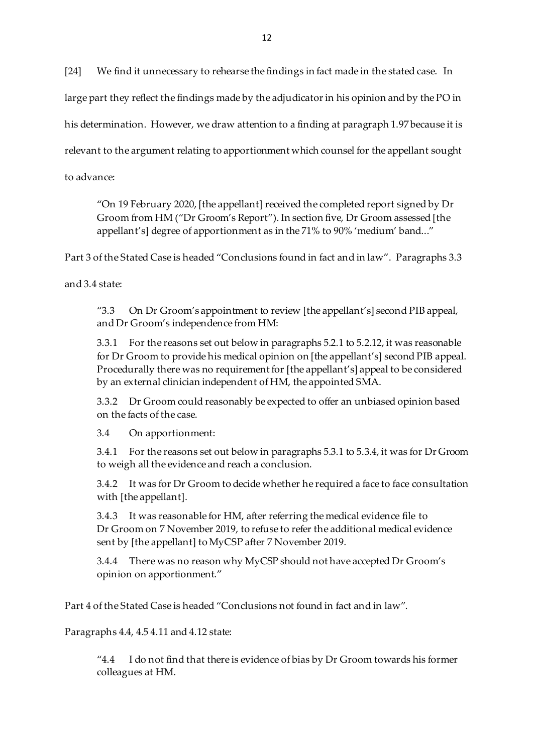[24] We find it unnecessary to rehearse the findings in fact made in the stated case. In large part they reflect the findings made by the adjudicator in his opinion and by the PO in his determination. However, we draw attention to a finding at paragraph 1.97 because it is relevant to the argument relating to apportionment which counsel for the appellant sought to advance:

> "On 19 February 2020, [the appellant] received the completed report signed by Dr Groom from HM ("Dr Groom's Report"). In section five, Dr Groom assessed [the appellant's] degree of apportionment as in the 71% to 90% 'medium' band…"

Part 3 of the Stated Case is headed "Conclusions found in fact and in law". Paragraphs 3.3 and 3.4 state:

> "3.3 On Dr Groom's appointment to review [the appellant's] second PIB appeal, and Dr Groom's independence from HM:
>
> 3.3.1 For the reasons set out below in paragraphs 5.2.1 to 5.2.12, it was reasonable for Dr Groom to provide his medical opinion on [the appellant's] second PIB appeal. Procedurally there was no requirement for [the appellant's] appeal to be considered by an external clinician independent of HM, the appointed SMA.
>
> 3.3.2 Dr Groom could reasonably be expected to offer an unbiased opinion based on the facts of the case.
>
> 3.4 On apportionment:
>
> 3.4.1 For the reasons set out below in paragraphs 5.3.1 to 5.3.4, it was for Dr Groom to weigh all the evidence and reach a conclusion.
>
> 3.4.2 It was for Dr Groom to decide whether he required a face to face consultation with [the appellant].
>
> 3.4.3 It was reasonable for HM, after referring the medical evidence file to Dr Groom on 7 November 2019, to refuse to refer the additional medical evidence sent by [the appellant] to MyCSP after 7 November 2019.
>
> 3.4.4 There was no reason why MyCSP should not have accepted Dr Groom's opinion on apportionment."

Part 4 of the Stated Case is headed "Conclusions not found in fact and in law".

Paragraphs 4.4, 4.5 4.11 and 4.12 state:

> "4.4 I do not find that there is evidence of bias by Dr Groom towards his former colleagues at HM.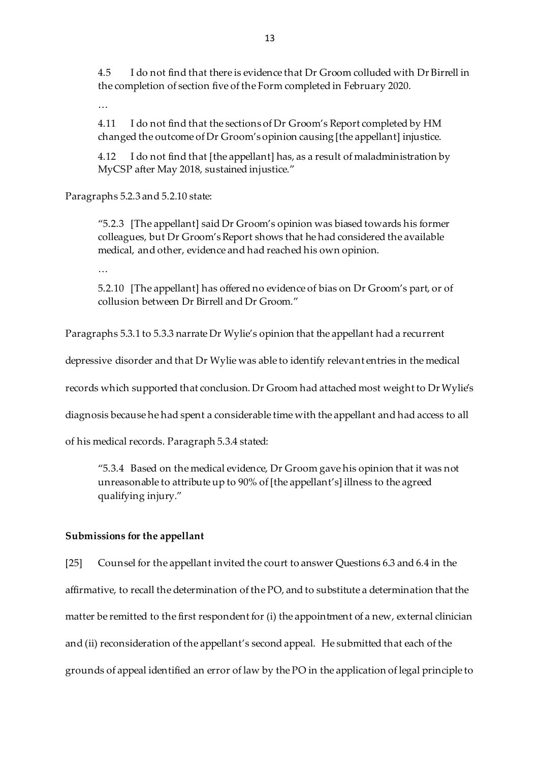> 4.5 I do not find that there is evidence that Dr Groom colluded with Dr Birrell in the completion of section five of the Form completed in February 2020.
>
> …
>
> 4.11 I do not find that the sections of Dr Groom's Report completed by HM changed the outcome of Dr Groom's opinion causing [the appellant] injustice.
>
> 4.12 I do not find that [the appellant] has, as a result of maladministration by MyCSP after May 2018, sustained injustice."

Paragraphs 5.2.3 and 5.2.10 state:

> "5.2.3 [The appellant] said Dr Groom's opinion was biased towards his former colleagues, but Dr Groom's Report shows that he had considered the available medical, and other, evidence and had reached his own opinion.
>
> …
>
> 5.2.10 [The appellant] has offered no evidence of bias on Dr Groom's part, or of collusion between Dr Birrell and Dr Groom."

Paragraphs 5.3.1 to 5.3.3 narrate Dr Wylie's opinion that the appellant had a recurrent depressive disorder and that Dr Wylie was able to identify relevant entries in the medical records which supported that conclusion. Dr Groom had attached most weight to Dr Wylie's diagnosis because he had spent a considerable time with the appellant and had access to all of his medical records. Paragraph 5.3.4 stated:

> "5.3.4 Based on the medical evidence, Dr Groom gave his opinion that it was not unreasonable to attribute up to 90% of [the appellant's] illness to the agreed qualifying injury."

**Submissions for the appellant**

[25] Counsel for the appellant invited the court to answer Questions 6.3 and 6.4 in the affirmative, to recall the determination of the PO, and to substitute a determination that the matter be remitted to the first respondent for (i) the appointment of a new, external clinician and (ii) reconsideration of the appellant's second appeal. He submitted that each of the grounds of appeal identified an error of law by the PO in the application of legal principle to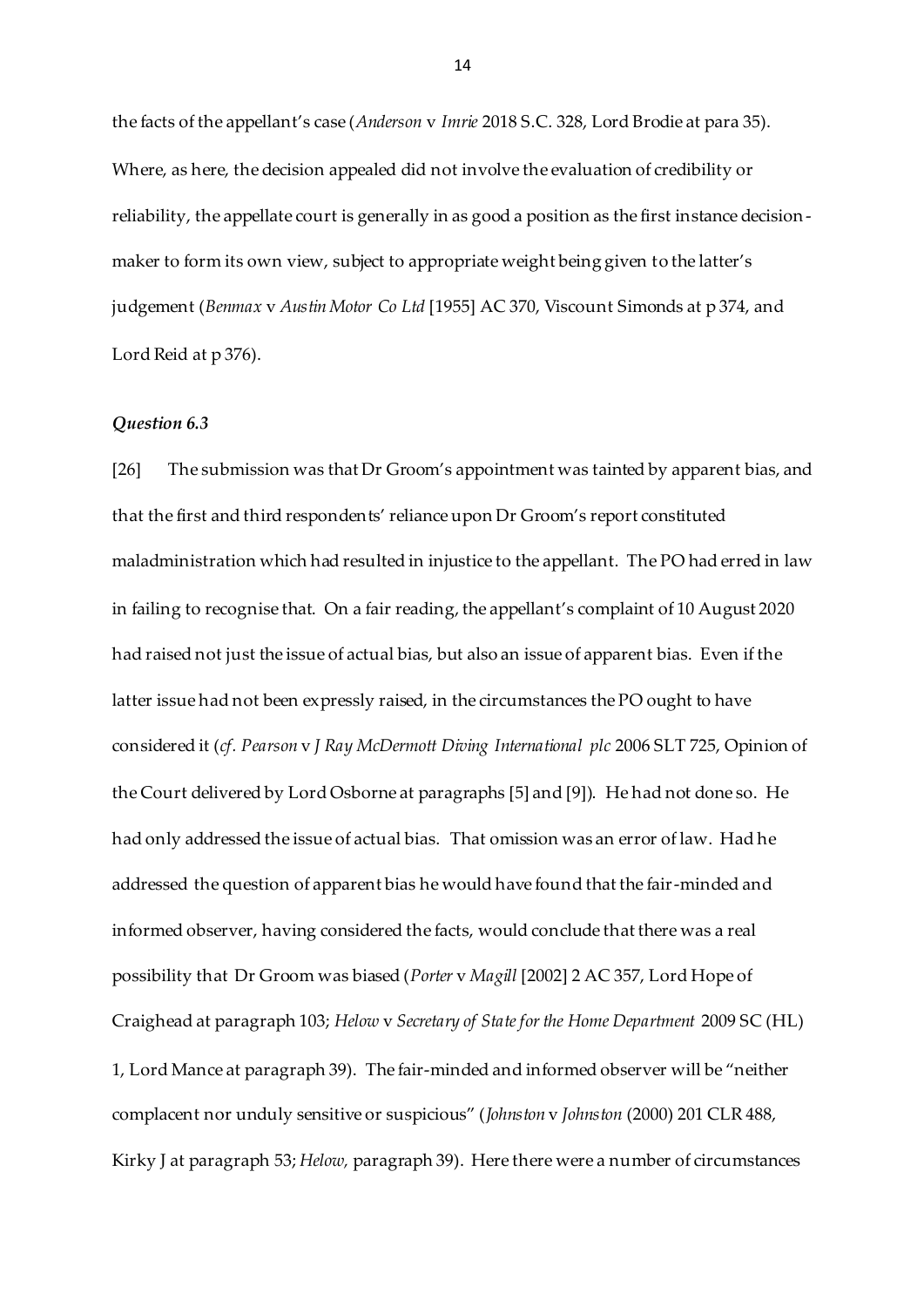the facts of the appellant's case (*Anderson* v *Imrie* 2018 S.C. 328, Lord Brodie at para 35). Where, as here, the decision appealed did not involve the evaluation of credibility or reliability, the appellate court is generally in as good a position as the first instance decision-maker to form its own view, subject to appropriate weight being given to the latter's judgement (*Benmax* v *Austin Motor Co Ltd* [1955] AC 370, Viscount Simonds at p 374, and Lord Reid at p 376).

### *Question 6.3*

[26] The submission was that Dr Groom's appointment was tainted by apparent bias, and that the first and third respondents' reliance upon Dr Groom's report constituted maladministration which had resulted in injustice to the appellant. The PO had erred in law in failing to recognise that. On a fair reading, the appellant's complaint of 10 August 2020 had raised not just the issue of actual bias, but also an issue of apparent bias. Even if the latter issue had not been expressly raised, in the circumstances the PO ought to have considered it (*cf. Pearson* v *J Ray McDermott Diving International plc* 2006 SLT 725, Opinion of the Court delivered by Lord Osborne at paragraphs [5] and [9]). He had not done so. He had only addressed the issue of actual bias. That omission was an error of law. Had he addressed the question of apparent bias he would have found that the fair-minded and informed observer, having considered the facts, would conclude that there was a real possibility that Dr Groom was biased (*Porter* v *Magill* [2002] 2 AC 357, Lord Hope of Craighead at paragraph 103; *Helow* v *Secretary of State for the Home Department* 2009 SC (HL) 1, Lord Mance at paragraph 39). The fair-minded and informed observer will be "neither complacent nor unduly sensitive or suspicious" (*Johnston* v *Johnston* (2000) 201 CLR 488, Kirky J at paragraph 53; *Helow,* paragraph 39). Here there were a number of circumstances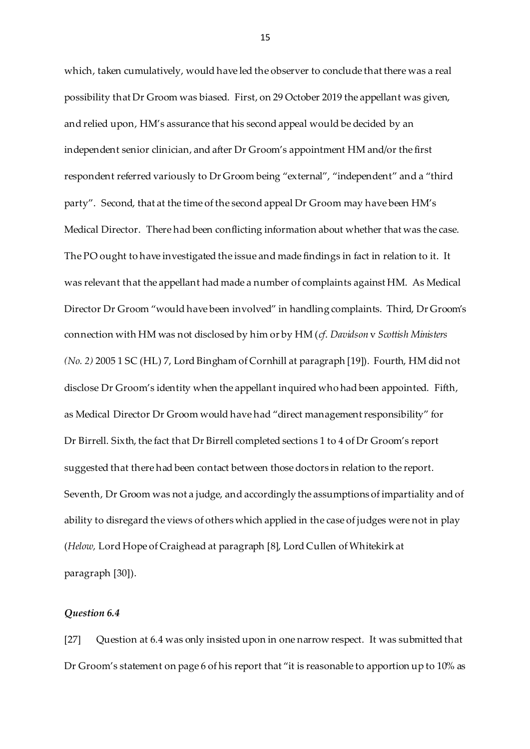which, taken cumulatively, would have led the observer to conclude that there was a real possibility that Dr Groom was biased. First, on 29 October 2019 the appellant was given, and relied upon, HM's assurance that his second appeal would be decided by an independent senior clinician, and after Dr Groom's appointment HM and/or the first respondent referred variously to Dr Groom being "external", "independent" and a "third party". Second, that at the time of the second appeal Dr Groom may have been HM's Medical Director. There had been conflicting information about whether that was the case. The PO ought to have investigated the issue and made findings in fact in relation to it. It was relevant that the appellant had made a number of complaints against HM. As Medical Director Dr Groom "would have been involved" in handling complaints. Third, Dr Groom's connection with HM was not disclosed by him or by HM (*cf*. *Davidson* v *Scottish Ministers (No. 2)* 2005 1 SC (HL) 7, Lord Bingham of Cornhill at paragraph [19]). Fourth, HM did not disclose Dr Groom's identity when the appellant inquired who had been appointed. Fifth, as Medical Director Dr Groom would have had "direct management responsibility" for Dr Birrell. Sixth, the fact that Dr Birrell completed sections 1 to 4 of Dr Groom's report suggested that there had been contact between those doctors in relation to the report. Seventh, Dr Groom was not a judge, and accordingly the assumptions of impartiality and of ability to disregard the views of others which applied in the case of judges were not in play (*Helow,* Lord Hope of Craighead at paragraph [8], Lord Cullen of Whitekirk at paragraph [30]).

### *Question 6.4*

[27] Question at 6.4 was only insisted upon in one narrow respect. It was submitted that Dr Groom's statement on page 6 of his report that "it is reasonable to apportion up to 10% as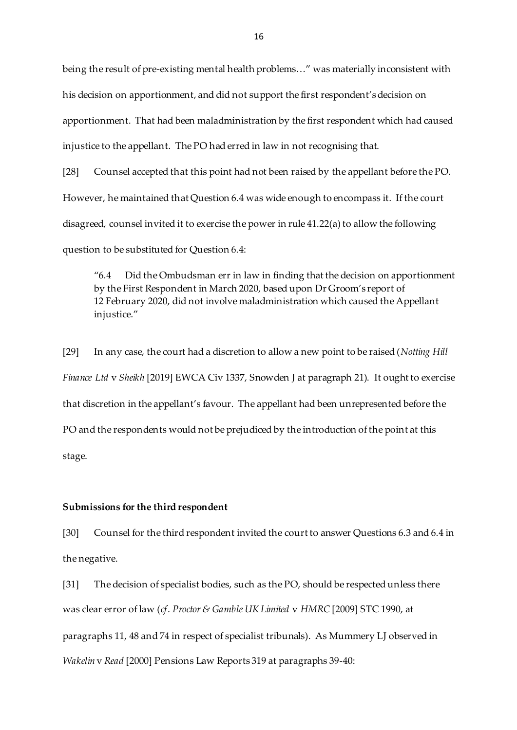being the result of pre-existing mental health problems…" was materially inconsistent with his decision on apportionment, and did not support the first respondent's decision on apportionment. That had been maladministration by the first respondent which had caused injustice to the appellant. The PO had erred in law in not recognising that.

[28] Counsel accepted that this point had not been raised by the appellant before the PO. However, he maintained that Question 6.4 was wide enough to encompass it. If the court disagreed, counsel invited it to exercise the power in rule 41.22(a) to allow the following question to be substituted for Question 6.4:

> "6.4 Did the Ombudsman err in law in finding that the decision on apportionment by the First Respondent in March 2020, based upon Dr Groom's report of 12 February 2020, did not involve maladministration which caused the Appellant injustice."

[29] In any case, the court had a discretion to allow a new point to be raised (*Notting Hill Finance Ltd* v *Sheikh* [2019] EWCA Civ 1337, Snowden J at paragraph 21). It ought to exercise that discretion in the appellant's favour. The appellant had been unrepresented before the PO and the respondents would not be prejudiced by the introduction of the point at this stage.

**Submissions for the third respondent**

[30] Counsel for the third respondent invited the court to answer Questions 6.3 and 6.4 in the negative.

[31] The decision of specialist bodies, such as the PO, should be respected unless there was clear error of law (*cf*. *Proctor & Gamble UK Limited* v *HMRC* [2009] STC 1990, at paragraphs 11, 48 and 74 in respect of specialist tribunals). As Mummery LJ observed in *Wakelin* v *Read* [2000] Pensions Law Reports 319 at paragraphs 39-40: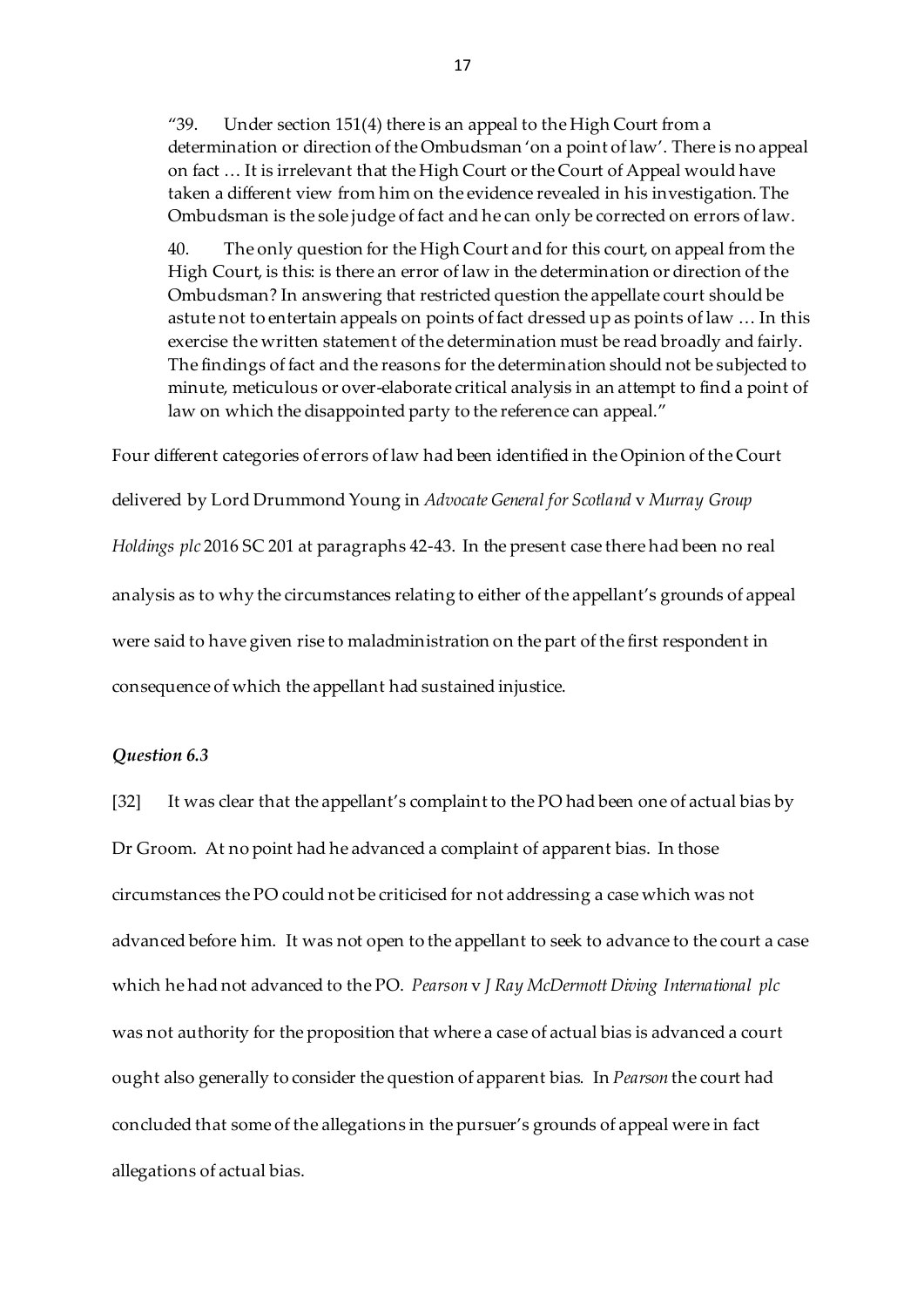> "39. Under section 151(4) there is an appeal to the High Court from a determination or direction of the Ombudsman 'on a point of law'. There is no appeal on fact … It is irrelevant that the High Court or the Court of Appeal would have taken a different view from him on the evidence revealed in his investigation. The Ombudsman is the sole judge of fact and he can only be corrected on errors of law.
>
> 40. The only question for the High Court and for this court, on appeal from the High Court, is this: is there an error of law in the determination or direction of the Ombudsman? In answering that restricted question the appellate court should be astute not to entertain appeals on points of fact dressed up as points of law … In this exercise the written statement of the determination must be read broadly and fairly. The findings of fact and the reasons for the determination should not be subjected to minute, meticulous or over-elaborate critical analysis in an attempt to find a point of law on which the disappointed party to the reference can appeal."

Four different categories of errors of law had been identified in the Opinion of the Court delivered by Lord Drummond Young in *Advocate General for Scotland* v *Murray Group Holdings plc* 2016 SC 201 at paragraphs 42-43. In the present case there had been no real analysis as to why the circumstances relating to either of the appellant's grounds of appeal were said to have given rise to maladministration on the part of the first respondent in consequence of which the appellant had sustained injustice.

### *Question 6.3*

[32] It was clear that the appellant's complaint to the PO had been one of actual bias by Dr Groom. At no point had he advanced a complaint of apparent bias. In those circumstances the PO could not be criticised for not addressing a case which was not advanced before him. It was not open to the appellant to seek to advance to the court a case which he had not advanced to the PO. *Pearson* v *J Ray McDermott Diving International plc* was not authority for the proposition that where a case of actual bias is advanced a court ought also generally to consider the question of apparent bias. In *Pearson* the court had concluded that some of the allegations in the pursuer's grounds of appeal were in fact allegations of actual bias.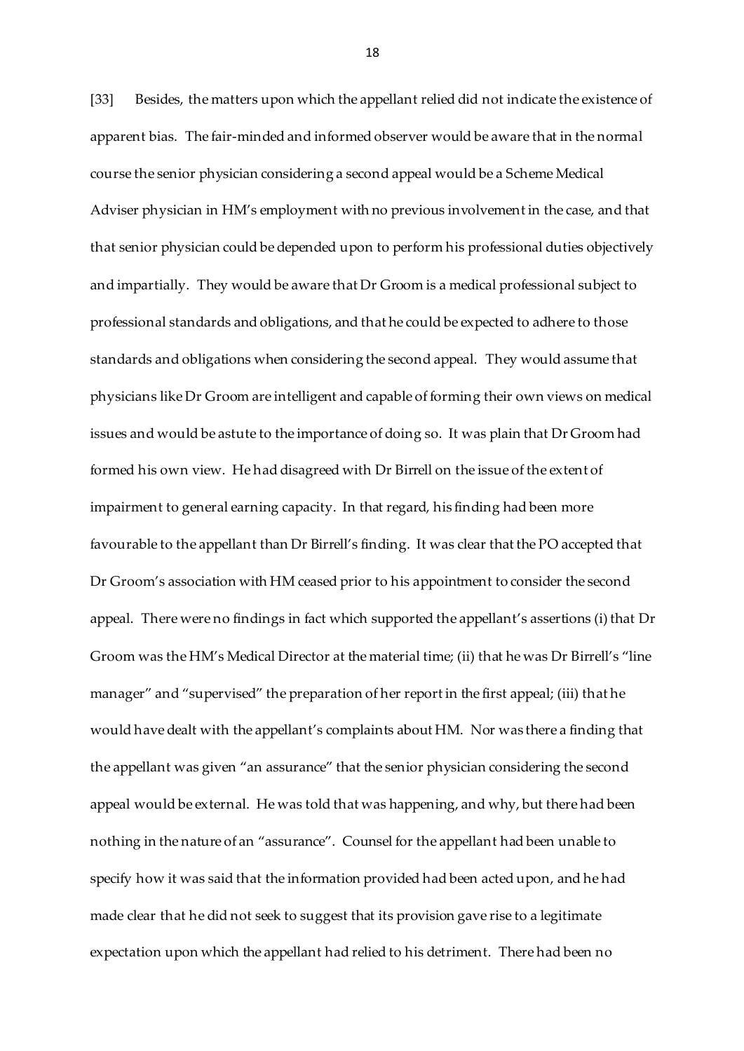[33] Besides, the matters upon which the appellant relied did not indicate the existence of apparent bias. The fair-minded and informed observer would be aware that in the normal course the senior physician considering a second appeal would be a Scheme Medical Adviser physician in HM's employment with no previous involvement in the case, and that that senior physician could be depended upon to perform his professional duties objectively and impartially. They would be aware that Dr Groom is a medical professional subject to professional standards and obligations, and that he could be expected to adhere to those standards and obligations when considering the second appeal. They would assume that physicians like Dr Groom are intelligent and capable of forming their own views on medical issues and would be astute to the importance of doing so. It was plain that Dr Groom had formed his own view. He had disagreed with Dr Birrell on the issue of the extent of impairment to general earning capacity. In that regard, his finding had been more favourable to the appellant than Dr Birrell's finding. It was clear that the PO accepted that Dr Groom's association with HM ceased prior to his appointment to consider the second appeal. There were no findings in fact which supported the appellant's assertions (i) that Dr Groom was the HM's Medical Director at the material time; (ii) that he was Dr Birrell's "line manager" and "supervised" the preparation of her report in the first appeal; (iii) that he would have dealt with the appellant's complaints about HM. Nor was there a finding that the appellant was given "an assurance" that the senior physician considering the second appeal would be external. He was told that was happening, and why, but there had been nothing in the nature of an "assurance". Counsel for the appellant had been unable to specify how it was said that the information provided had been acted upon, and he had made clear that he did not seek to suggest that its provision gave rise to a legitimate expectation upon which the appellant had relied to his detriment. There had been no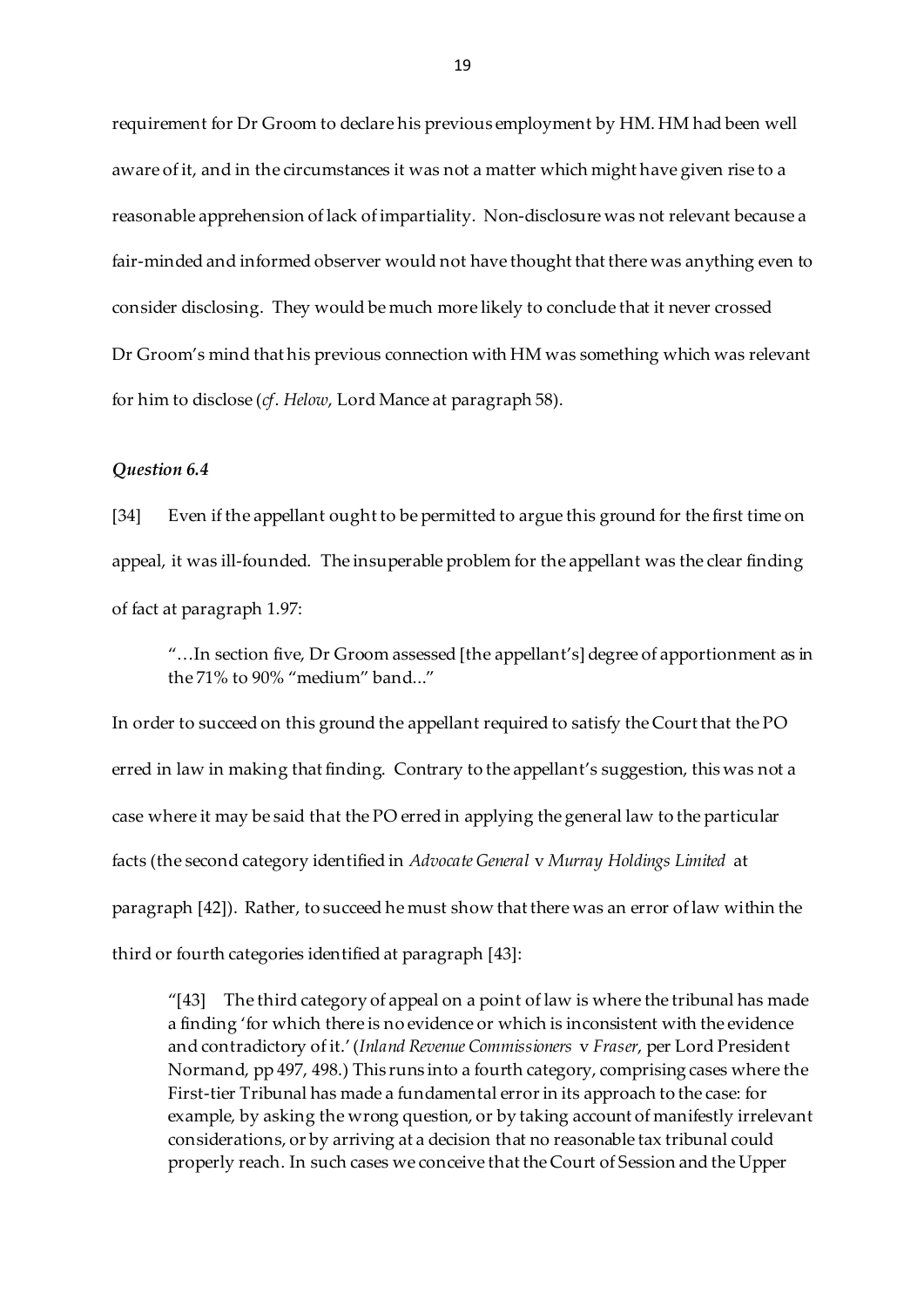requirement for Dr Groom to declare his previous employment by HM. HM had been well aware of it, and in the circumstances it was not a matter which might have given rise to a reasonable apprehension of lack of impartiality. Non-disclosure was not relevant because a fair-minded and informed observer would not have thought that there was anything even to consider disclosing. They would be much more likely to conclude that it never crossed Dr Groom's mind that his previous connection with HM was something which was relevant for him to disclose (*cf*. *Helow*, Lord Mance at paragraph 58).

***Question 6.4***

[34] Even if the appellant ought to be permitted to argue this ground for the first time on appeal, it was ill-founded. The insuperable problem for the appellant was the clear finding of fact at paragraph 1.97:

> "…In section five, Dr Groom assessed [the appellant's] degree of apportionment as in the 71% to 90% "medium" band..."

In order to succeed on this ground the appellant required to satisfy the Court that the PO erred in law in making that finding. Contrary to the appellant's suggestion, this was not a case where it may be said that the PO erred in applying the general law to the particular facts (the second category identified in *Advocate General* v *Murray Holdings Limited* at paragraph [42]). Rather, to succeed he must show that there was an error of law within the third or fourth categories identified at paragraph [43]:

> "[43] The third category of appeal on a point of law is where the tribunal has made a finding 'for which there is no evidence or which is inconsistent with the evidence and contradictory of it.' (*Inland Revenue Commissioners* v *Fraser*, per Lord President Normand, pp 497, 498.) This runs into a fourth category, comprising cases where the First-tier Tribunal has made a fundamental error in its approach to the case: for example, by asking the wrong question, or by taking account of manifestly irrelevant considerations, or by arriving at a decision that no reasonable tax tribunal could properly reach. In such cases we conceive that the Court of Session and the Upper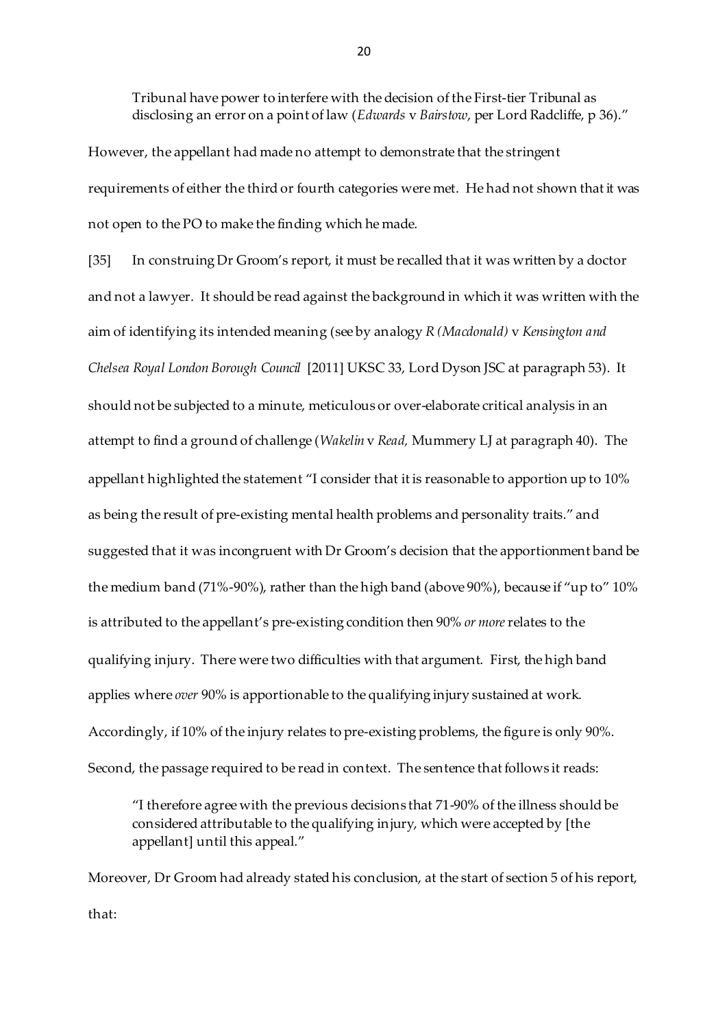> Tribunal have power to interfere with the decision of the First-tier Tribunal as disclosing an error on a point of law (*Edwards* v *Bairstow*, per Lord Radcliffe, p 36)."

However, the appellant had made no attempt to demonstrate that the stringent requirements of either the third or fourth categories were met. He had not shown that it was not open to the PO to make the finding which he made.

[35] In construing Dr Groom's report, it must be recalled that it was written by a doctor and not a lawyer. It should be read against the background in which it was written with the aim of identifying its intended meaning (see by analogy *R (Macdonald)* v *Kensington and Chelsea Royal London Borough Council* [2011] UKSC 33, Lord Dyson JSC at paragraph 53). It should not be subjected to a minute, meticulous or over-elaborate critical analysis in an attempt to find a ground of challenge (*Wakelin* v *Read,* Mummery LJ at paragraph 40). The appellant highlighted the statement "I consider that it is reasonable to apportion up to 10% as being the result of pre-existing mental health problems and personality traits." and suggested that it was incongruent with Dr Groom's decision that the apportionment band be the medium band (71%-90%), rather than the high band (above 90%), because if "up to" 10% is attributed to the appellant's pre-existing condition then 90% *or more* relates to the qualifying injury. There were two difficulties with that argument. First, the high band applies where *over* 90% is apportionable to the qualifying injury sustained at work. Accordingly, if 10% of the injury relates to pre-existing problems, the figure is only 90%. Second, the passage required to be read in context. The sentence that follows it reads:

> "I therefore agree with the previous decisions that 71-90% of the illness should be considered attributable to the qualifying injury, which were accepted by [the appellant] until this appeal."

Moreover, Dr Groom had already stated his conclusion, at the start of section 5 of his report, that: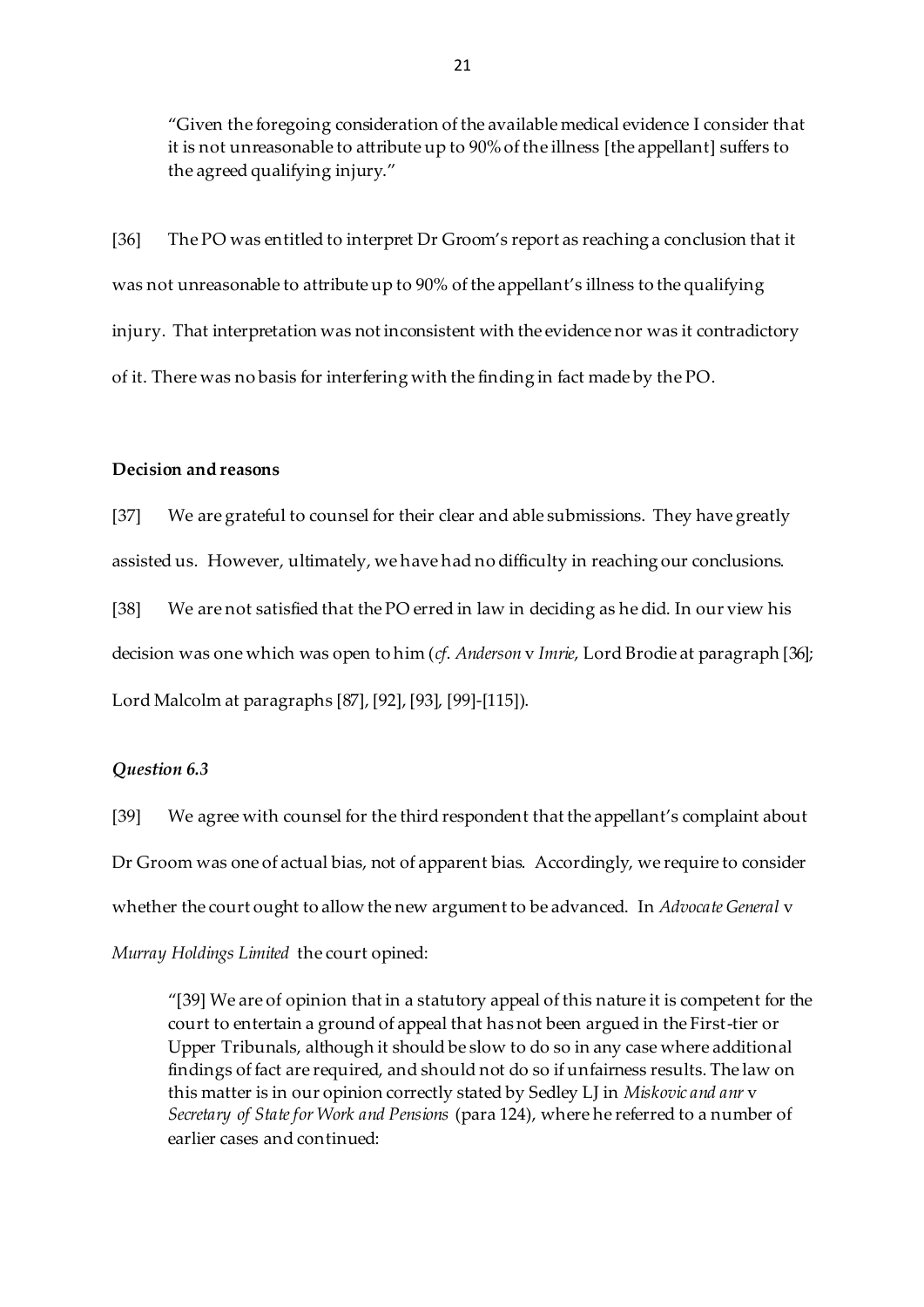> "Given the foregoing consideration of the available medical evidence I consider that it is not unreasonable to attribute up to 90% of the illness [the appellant] suffers to the agreed qualifying injury."

[36] The PO was entitled to interpret Dr Groom's report as reaching a conclusion that it was not unreasonable to attribute up to 90% of the appellant's illness to the qualifying injury. That interpretation was not inconsistent with the evidence nor was it contradictory of it. There was no basis for interfering with the finding in fact made by the PO.

**Decision and reasons**

[37] We are grateful to counsel for their clear and able submissions. They have greatly assisted us. However, ultimately, we have had no difficulty in reaching our conclusions.

[38] We are not satisfied that the PO erred in law in deciding as he did. In our view his decision was one which was open to him (*cf*. *Anderson* v *Imrie*, Lord Brodie at paragraph [36]; Lord Malcolm at paragraphs [87], [92], [93], [99]-[115]).

***Question 6.3***

[39] We agree with counsel for the third respondent that the appellant's complaint about Dr Groom was one of actual bias, not of apparent bias. Accordingly, we require to consider whether the court ought to allow the new argument to be advanced. In *Advocate General* v *Murray Holdings Limited* the court opined:

> "[39] We are of opinion that in a statutory appeal of this nature it is competent for the court to entertain a ground of appeal that has not been argued in the First-tier or Upper Tribunals, although it should be slow to do so in any case where additional findings of fact are required, and should not do so if unfairness results. The law on this matter is in our opinion correctly stated by Sedley LJ in *Miskovic and anr* v *Secretary of State for Work and Pensions* (para 124), where he referred to a number of earlier cases and continued: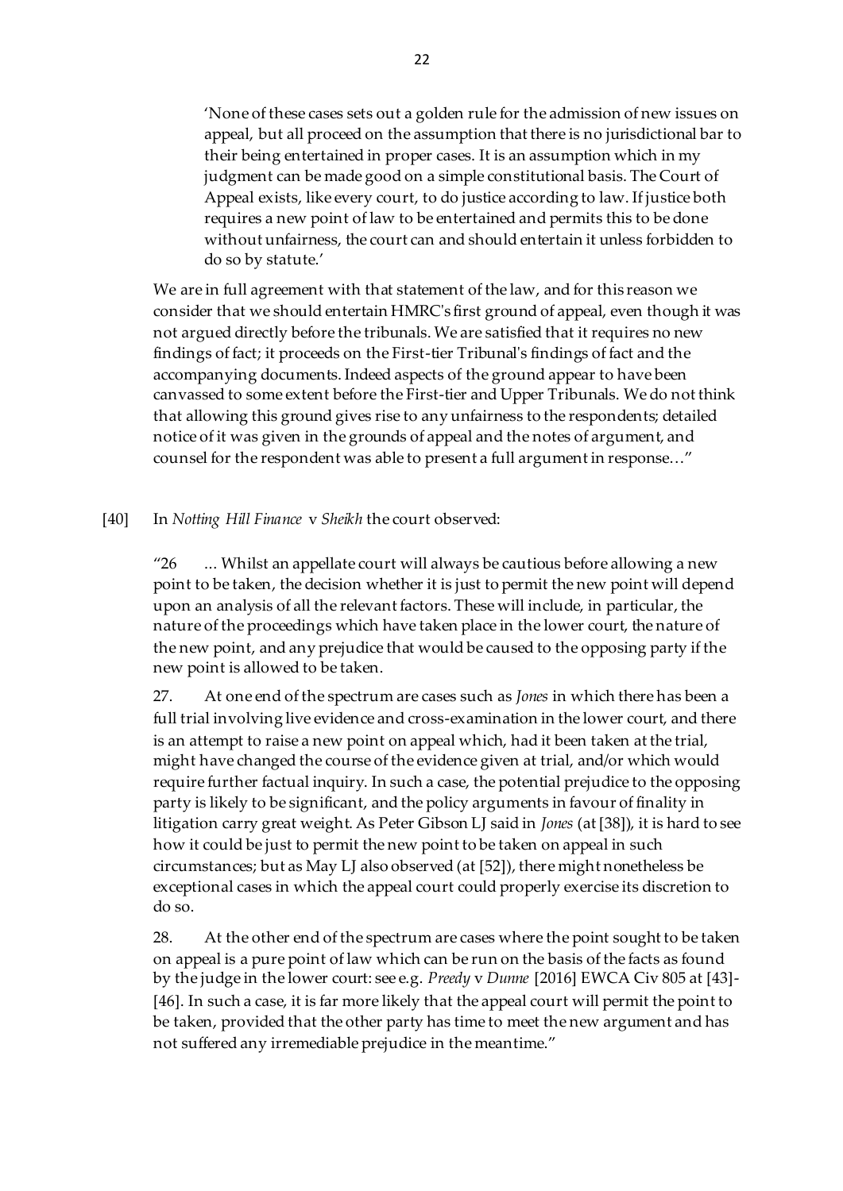> 'None of these cases sets out a golden rule for the admission of new issues on appeal, but all proceed on the assumption that there is no jurisdictional bar to their being entertained in proper cases. It is an assumption which in my judgment can be made good on a simple constitutional basis. The Court of Appeal exists, like every court, to do justice according to law. If justice both requires a new point of law to be entertained and permits this to be done without unfairness, the court can and should entertain it unless forbidden to do so by statute.'

We are in full agreement with that statement of the law, and for this reason we consider that we should entertain HMRC's first ground of appeal, even though it was not argued directly before the tribunals. We are satisfied that it requires no new findings of fact; it proceeds on the First-tier Tribunal's findings of fact and the accompanying documents. Indeed aspects of the ground appear to have been canvassed to some extent before the First-tier and Upper Tribunals. We do not think that allowing this ground gives rise to any unfairness to the respondents; detailed notice of it was given in the grounds of appeal and the notes of argument, and counsel for the respondent was able to present a full argument in response…"

[40] In *Notting Hill Finance* v *Sheikh* the court observed:

> "26 ... Whilst an appellate court will always be cautious before allowing a new point to be taken, the decision whether it is just to permit the new point will depend upon an analysis of all the relevant factors. These will include, in particular, the nature of the proceedings which have taken place in the lower court, the nature of the new point, and any prejudice that would be caused to the opposing party if the new point is allowed to be taken.
>
> 27. At one end of the spectrum are cases such as *Jones* in which there has been a full trial involving live evidence and cross-examination in the lower court, and there is an attempt to raise a new point on appeal which, had it been taken at the trial, might have changed the course of the evidence given at trial, and/or which would require further factual inquiry. In such a case, the potential prejudice to the opposing party is likely to be significant, and the policy arguments in favour of finality in litigation carry great weight. As Peter Gibson LJ said in *Jones* (at [38]), it is hard to see how it could be just to permit the new point to be taken on appeal in such circumstances; but as May LJ also observed (at [52]), there might nonetheless be exceptional cases in which the appeal court could properly exercise its discretion to do so.
>
> 28. At the other end of the spectrum are cases where the point sought to be taken on appeal is a pure point of law which can be run on the basis of the facts as found by the judge in the lower court: see e.g. *Preedy* v *Dunne* [2016] EWCA Civ 805 at [43]-[46]. In such a case, it is far more likely that the appeal court will permit the point to be taken, provided that the other party has time to meet the new argument and has not suffered any irremediable prejudice in the meantime."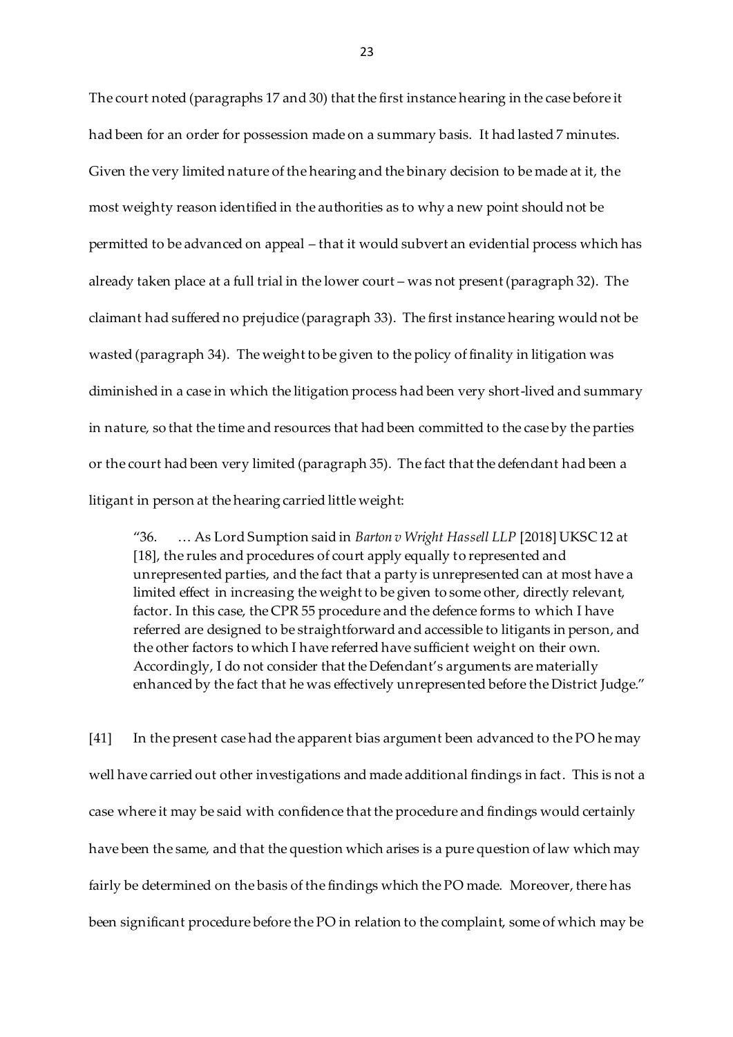The court noted (paragraphs 17 and 30) that the first instance hearing in the case before it had been for an order for possession made on a summary basis. It had lasted 7 minutes. Given the very limited nature of the hearing and the binary decision to be made at it, the most weighty reason identified in the authorities as to why a new point should not be permitted to be advanced on appeal – that it would subvert an evidential process which has already taken place at a full trial in the lower court – was not present (paragraph 32). The claimant had suffered no prejudice (paragraph 33). The first instance hearing would not be wasted (paragraph 34). The weight to be given to the policy of finality in litigation was diminished in a case in which the litigation process had been very short-lived and summary in nature, so that the time and resources that had been committed to the case by the parties or the court had been very limited (paragraph 35). The fact that the defendant had been a litigant in person at the hearing carried little weight:

> "36. … As Lord Sumption said in *Barton v Wright Hassell LLP* [2018] UKSC 12 at [18], the rules and procedures of court apply equally to represented and unrepresented parties, and the fact that a party is unrepresented can at most have a limited effect in increasing the weight to be given to some other, directly relevant, factor. In this case, the CPR 55 procedure and the defence forms to which I have referred are designed to be straightforward and accessible to litigants in person, and the other factors to which I have referred have sufficient weight on their own. Accordingly, I do not consider that the Defendant's arguments are materially enhanced by the fact that he was effectively unrepresented before the District Judge."

[41] In the present case had the apparent bias argument been advanced to the PO he may well have carried out other investigations and made additional findings in fact. This is not a case where it may be said with confidence that the procedure and findings would certainly have been the same, and that the question which arises is a pure question of law which may fairly be determined on the basis of the findings which the PO made. Moreover, there has been significant procedure before the PO in relation to the complaint, some of which may be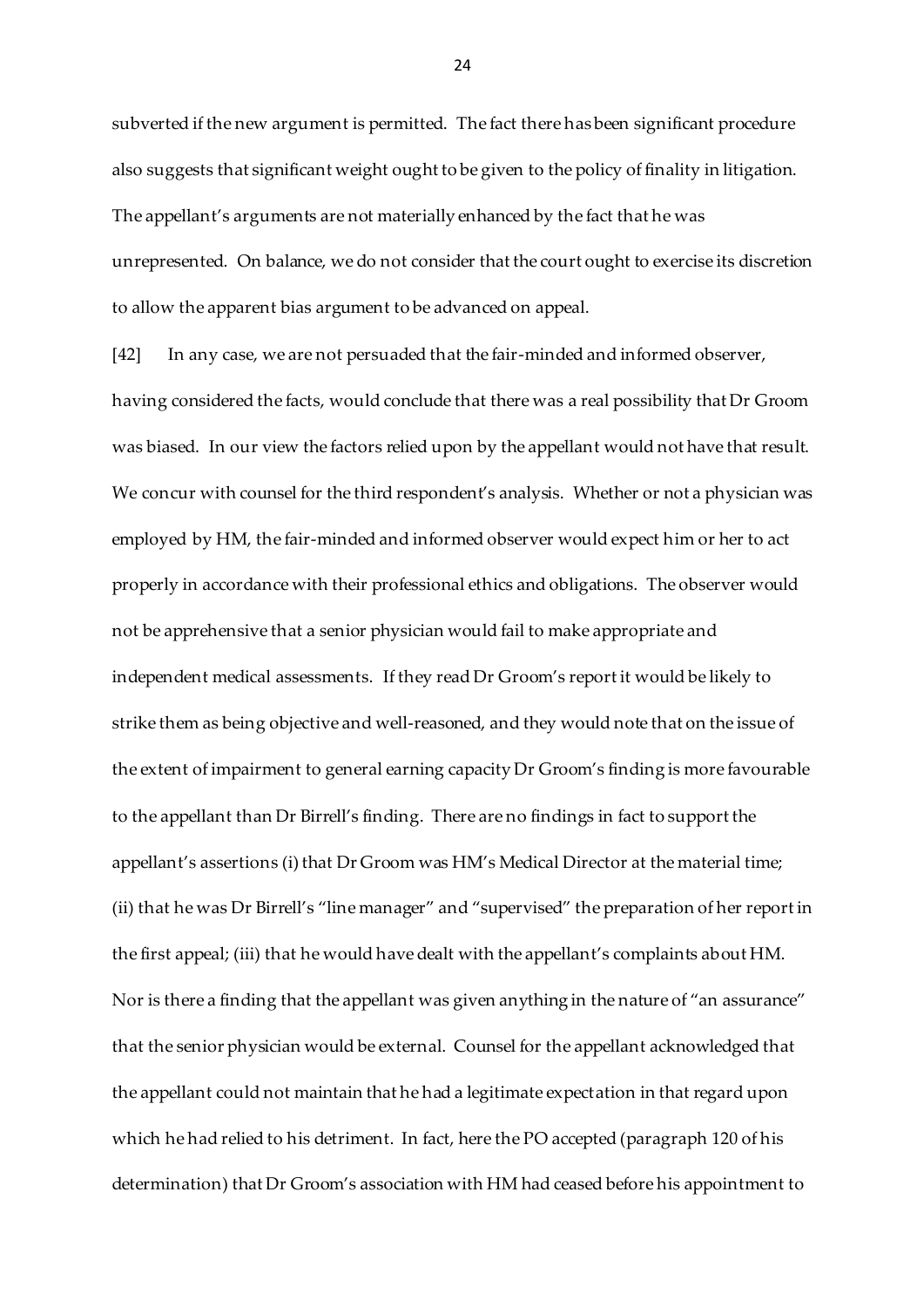subverted if the new argument is permitted. The fact there has been significant procedure also suggests that significant weight ought to be given to the policy of finality in litigation. The appellant's arguments are not materially enhanced by the fact that he was unrepresented. On balance, we do not consider that the court ought to exercise its discretion to allow the apparent bias argument to be advanced on appeal.

[42] In any case, we are not persuaded that the fair-minded and informed observer, having considered the facts, would conclude that there was a real possibility that Dr Groom was biased. In our view the factors relied upon by the appellant would not have that result. We concur with counsel for the third respondent's analysis. Whether or not a physician was employed by HM, the fair-minded and informed observer would expect him or her to act properly in accordance with their professional ethics and obligations. The observer would not be apprehensive that a senior physician would fail to make appropriate and independent medical assessments. If they read Dr Groom's report it would be likely to strike them as being objective and well-reasoned, and they would note that on the issue of the extent of impairment to general earning capacity Dr Groom's finding is more favourable to the appellant than Dr Birrell's finding. There are no findings in fact to support the appellant's assertions (i) that Dr Groom was HM's Medical Director at the material time; (ii) that he was Dr Birrell's "line manager" and "supervised" the preparation of her report in the first appeal; (iii) that he would have dealt with the appellant's complaints about HM. Nor is there a finding that the appellant was given anything in the nature of "an assurance" that the senior physician would be external. Counsel for the appellant acknowledged that the appellant could not maintain that he had a legitimate expectation in that regard upon which he had relied to his detriment. In fact, here the PO accepted (paragraph 120 of his determination) that Dr Groom's association with HM had ceased before his appointment to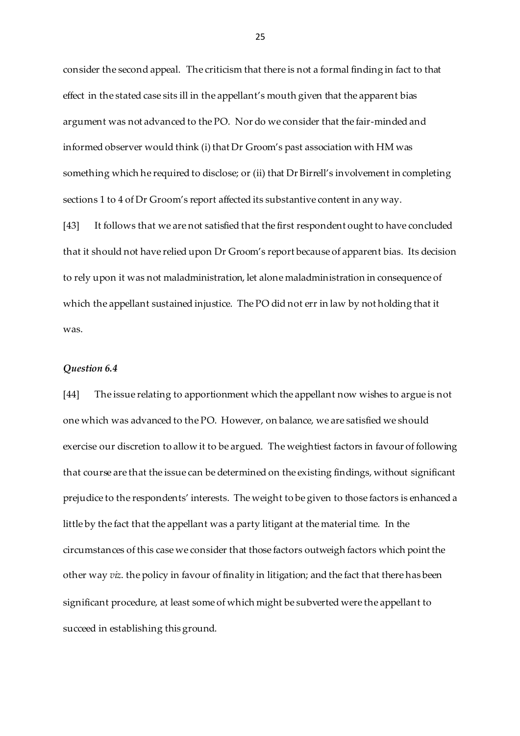consider the second appeal. The criticism that there is not a formal finding in fact to that effect in the stated case sits ill in the appellant's mouth given that the apparent bias argument was not advanced to the PO. Nor do we consider that the fair-minded and informed observer would think (i) that Dr Groom's past association with HM was something which he required to disclose; or (ii) that Dr Birrell's involvement in completing sections 1 to 4 of Dr Groom's report affected its substantive content in any way.

[43] It follows that we are not satisfied that the first respondent ought to have concluded that it should not have relied upon Dr Groom's report because of apparent bias. Its decision to rely upon it was not maladministration, let alone maladministration in consequence of which the appellant sustained injustice. The PO did not err in law by not holding that it was.

### *Question 6.4*

[44] The issue relating to apportionment which the appellant now wishes to argue is not one which was advanced to the PO. However, on balance, we are satisfied we should exercise our discretion to allow it to be argued. The weightiest factors in favour of following that course are that the issue can be determined on the existing findings, without significant prejudice to the respondents' interests. The weight to be given to those factors is enhanced a little by the fact that the appellant was a party litigant at the material time. In the circumstances of this case we consider that those factors outweigh factors which point the other way *viz*. the policy in favour of finality in litigation; and the fact that there has been significant procedure, at least some of which might be subverted were the appellant to succeed in establishing this ground.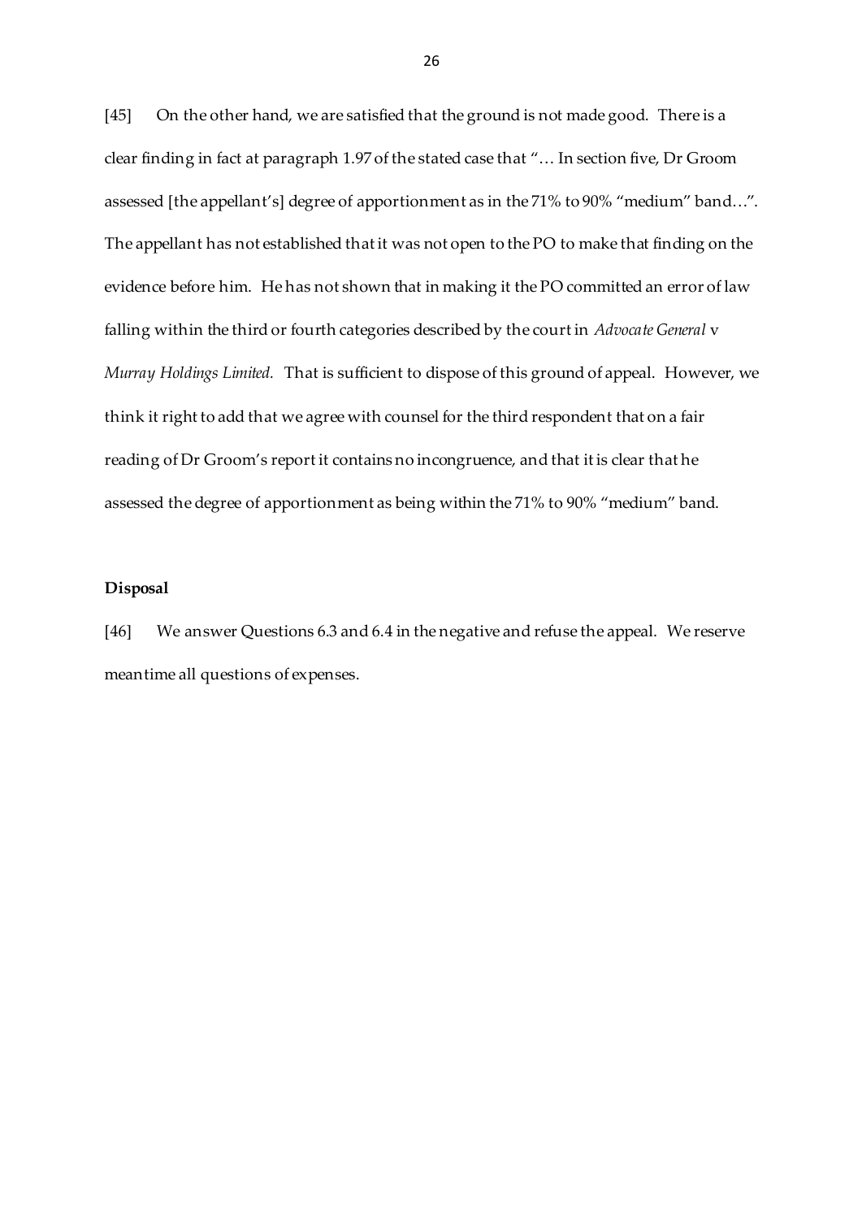[45] On the other hand, we are satisfied that the ground is not made good. There is a clear finding in fact at paragraph 1.97 of the stated case that "… In section five, Dr Groom assessed [the appellant's] degree of apportionment as in the 71% to 90% "medium" band…". The appellant has not established that it was not open to the PO to make that finding on the evidence before him. He has not shown that in making it the PO committed an error of law falling within the third or fourth categories described by the court in *Advocate General* v *Murray Holdings Limited.* That is sufficient to dispose of this ground of appeal. However, we think it right to add that we agree with counsel for the third respondent that on a fair reading of Dr Groom's report it contains no incongruence, and that it is clear that he assessed the degree of apportionment as being within the 71% to 90% "medium" band.

**Disposal**

[46] We answer Questions 6.3 and 6.4 in the negative and refuse the appeal. We reserve meantime all questions of expenses.